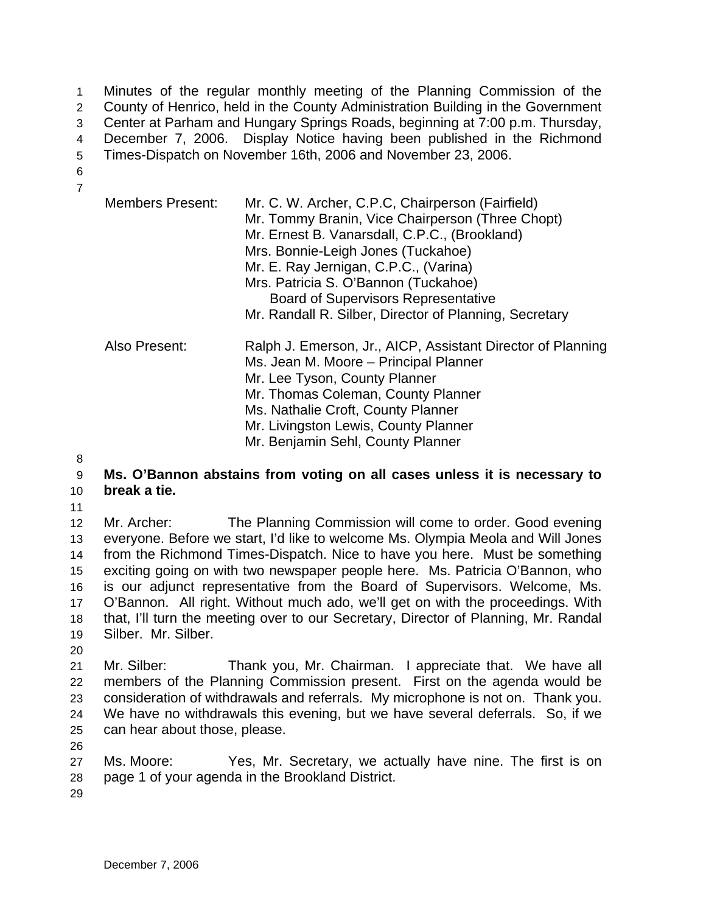Minutes of the regular monthly meeting of the Planning Commission of the County of Henrico, held in the County Administration Building in the Government Center at Parham and Hungary Springs Roads, beginning at 7:00 p.m. Thursday, December 7, 2006. Display Notice having been published in the Richmond Times-Dispatch on November 16th, 2006 and November 23, 2006.

| | |
|---|---|
| Members Present: | Mr. C. W. Archer, C.P.C, Chairperson (Fairfield) |
| | Mr. Tommy Branin, Vice Chairperson (Three Chopt) |
| | Mr. Ernest B. Vanarsdall, C.P.C., (Brookland) |
| | Mrs. Bonnie-Leigh Jones (Tuckahoe) |
| | Mr. E. Ray Jernigan, C.P.C., (Varina) |
| | Mrs. Patricia S. O'Bannon (Tuckahoe) Board of Supervisors Representative |
| | Mr. Randall R. Silber, Director of Planning, Secretary |
| Also Present: | Ralph J. Emerson, Jr., AICP, Assistant Director of Planning |
| | Ms. Jean M. Moore – Principal Planner |
| | Mr. Lee Tyson, County Planner |
| | Mr. Thomas Coleman, County Planner |
| | Ms. Nathalie Croft, County Planner |
| | Mr. Livingston Lewis, County Planner |
| | Mr. Benjamin Sehl, County Planner |

**Ms. O'Bannon abstains from voting on all cases unless it is necessary to break a tie.**

Mr. Archer: The Planning Commission will come to order. Good evening everyone. Before we start, I'd like to welcome Ms. Olympia Meola and Will Jones from the Richmond Times-Dispatch. Nice to have you here. Must be something exciting going on with two newspaper people here. Ms. Patricia O'Bannon, who is our adjunct representative from the Board of Supervisors. Welcome, Ms. O'Bannon. All right. Without much ado, we'll get on with the proceedings. With that, I'll turn the meeting over to our Secretary, Director of Planning, Mr. Randal Silber. Mr. Silber.

Mr. Silber: Thank you, Mr. Chairman. I appreciate that. We have all members of the Planning Commission present. First on the agenda would be consideration of withdrawals and referrals. My microphone is not on. Thank you. We have no withdrawals this evening, but we have several deferrals. So, if we can hear about those, please.

Ms. Moore: Yes, Mr. Secretary, we actually have nine. The first is on page 1 of your agenda in the Brookland District.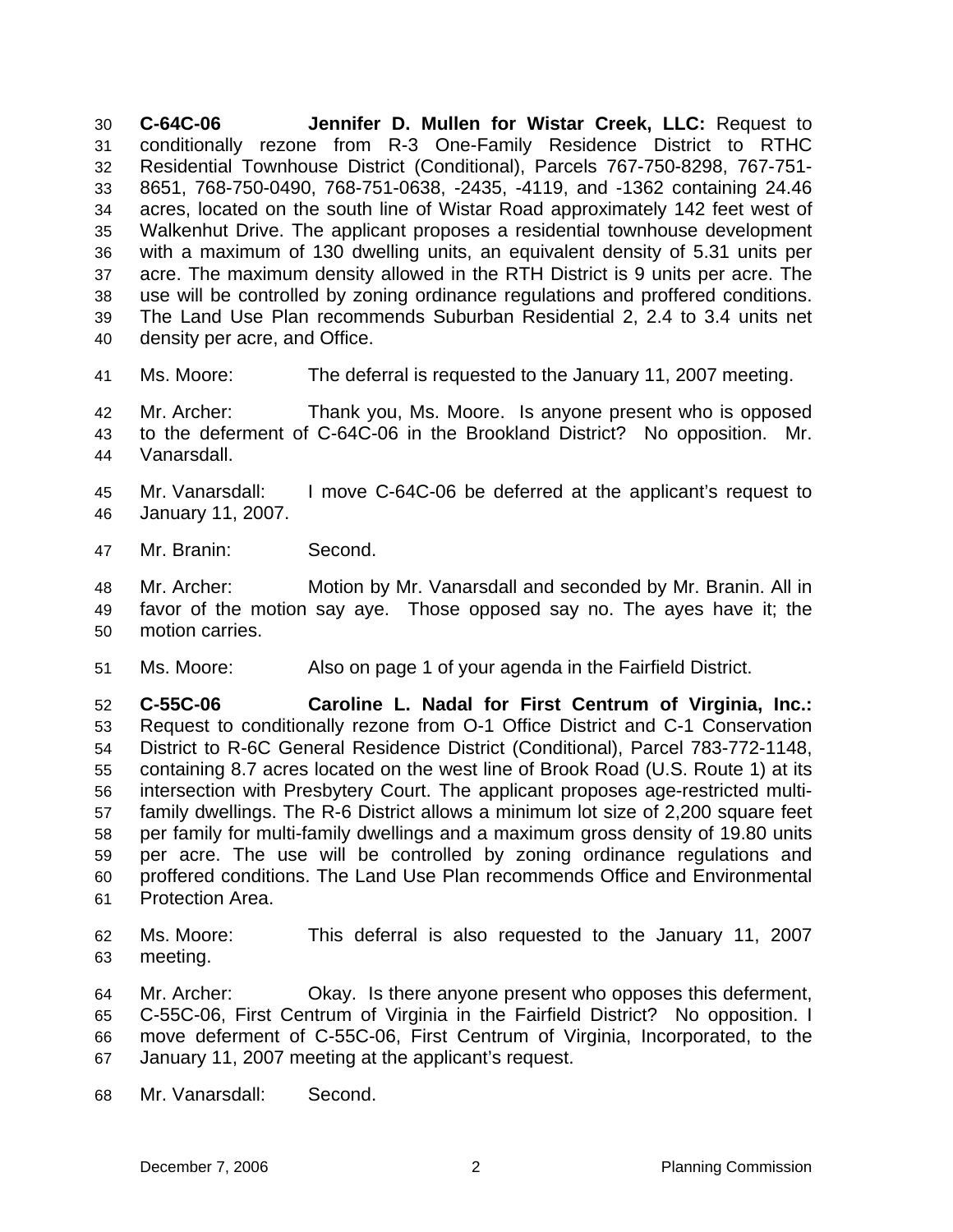**C-64C-06 Jennifer D. Mullen for Wistar Creek, LLC:** Request to conditionally rezone from R-3 One-Family Residence District to RTHC Residential Townhouse District (Conditional), Parcels 767-750-8298, 767-751-8651, 768-750-0490, 768-751-0638, -2435, -4119, and -1362 containing 24.46 acres, located on the south line of Wistar Road approximately 142 feet west of Walkenhut Drive. The applicant proposes a residential townhouse development with a maximum of 130 dwelling units, an equivalent density of 5.31 units per acre. The maximum density allowed in the RTH District is 9 units per acre. The use will be controlled by zoning ordinance regulations and proffered conditions. The Land Use Plan recommends Suburban Residential 2, 2.4 to 3.4 units net density per acre, and Office.

Ms. Moore: The deferral is requested to the January 11, 2007 meeting.

Mr. Archer: Thank you, Ms. Moore. Is anyone present who is opposed to the deferment of C-64C-06 in the Brookland District? No opposition. Mr. Vanarsdall.

Mr. Vanarsdall: I move C-64C-06 be deferred at the applicant's request to January 11, 2007.

Mr. Branin: Second.

Mr. Archer: Motion by Mr. Vanarsdall and seconded by Mr. Branin. All in favor of the motion say aye. Those opposed say no. The ayes have it; the motion carries.

Ms. Moore: Also on page 1 of your agenda in the Fairfield District.

**C-55C-06 Caroline L. Nadal for First Centrum of Virginia, Inc.:** Request to conditionally rezone from O-1 Office District and C-1 Conservation District to R-6C General Residence District (Conditional), Parcel 783-772-1148, containing 8.7 acres located on the west line of Brook Road (U.S. Route 1) at its intersection with Presbytery Court. The applicant proposes age-restricted multi-family dwellings. The R-6 District allows a minimum lot size of 2,200 square feet per family for multi-family dwellings and a maximum gross density of 19.80 units per acre. The use will be controlled by zoning ordinance regulations and proffered conditions. The Land Use Plan recommends Office and Environmental Protection Area.

Ms. Moore: This deferral is also requested to the January 11, 2007 meeting.

Mr. Archer: Okay. Is there anyone present who opposes this deferment, C-55C-06, First Centrum of Virginia in the Fairfield District? No opposition. I move deferment of C-55C-06, First Centrum of Virginia, Incorporated, to the January 11, 2007 meeting at the applicant's request.

Mr. Vanarsdall: Second.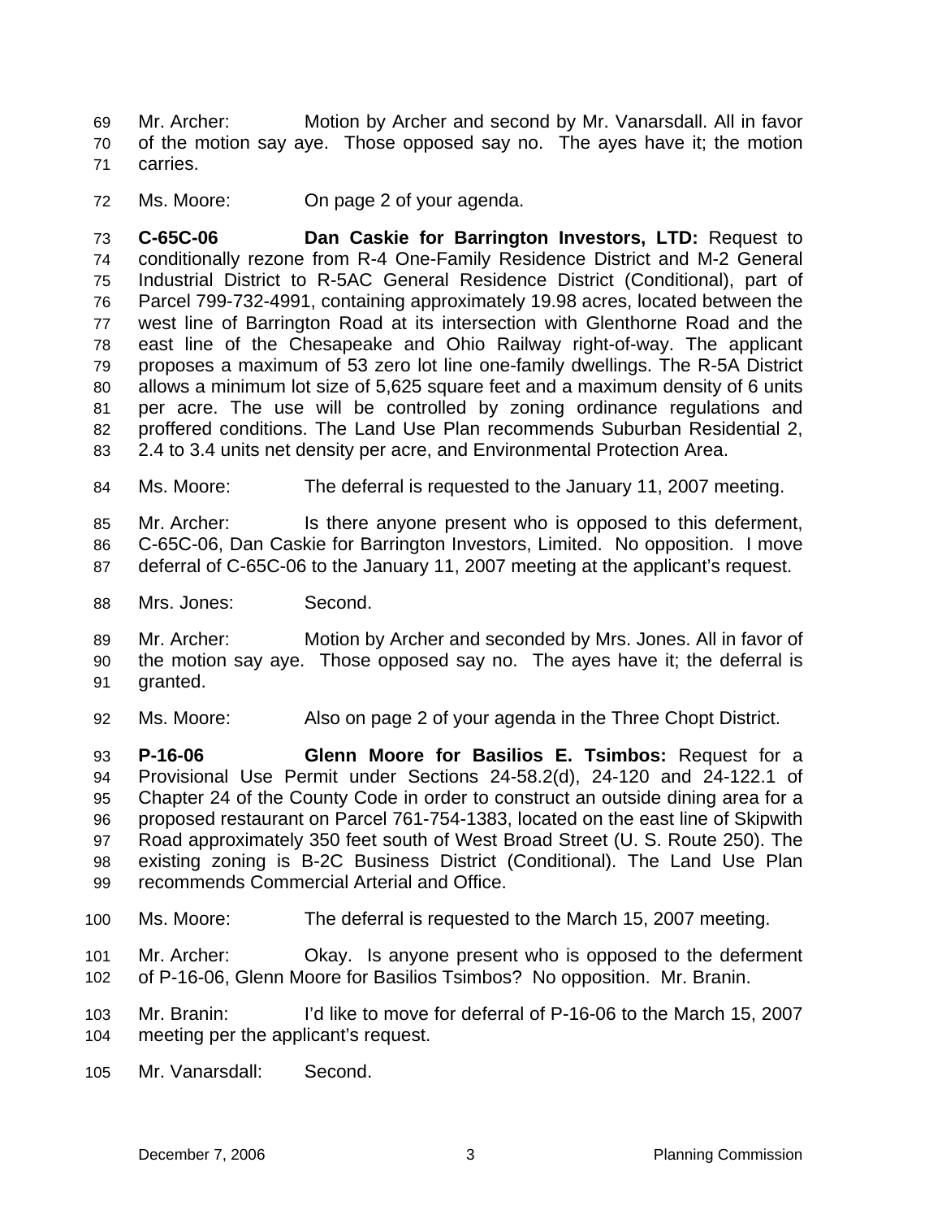Mr. Archer: Motion by Archer and second by Mr. Vanarsdall. All in favor of the motion say aye. Those opposed say no. The ayes have it; the motion carries.

Ms. Moore: On page 2 of your agenda.

**C-65C-06 Dan Caskie for Barrington Investors, LTD:** Request to conditionally rezone from R-4 One-Family Residence District and M-2 General Industrial District to R-5AC General Residence District (Conditional), part of Parcel 799-732-4991, containing approximately 19.98 acres, located between the west line of Barrington Road at its intersection with Glenthorne Road and the east line of the Chesapeake and Ohio Railway right-of-way. The applicant proposes a maximum of 53 zero lot line one-family dwellings. The R-5A District allows a minimum lot size of 5,625 square feet and a maximum density of 6 units per acre. The use will be controlled by zoning ordinance regulations and proffered conditions. The Land Use Plan recommends Suburban Residential 2, 2.4 to 3.4 units net density per acre, and Environmental Protection Area.

Ms. Moore: The deferral is requested to the January 11, 2007 meeting.

Mr. Archer: Is there anyone present who is opposed to this deferment, C-65C-06, Dan Caskie for Barrington Investors, Limited. No opposition. I move deferral of C-65C-06 to the January 11, 2007 meeting at the applicant's request.

Mrs. Jones: Second.

Mr. Archer: Motion by Archer and seconded by Mrs. Jones. All in favor of the motion say aye. Those opposed say no. The ayes have it; the deferral is granted.

Ms. Moore: Also on page 2 of your agenda in the Three Chopt District.

**P-16-06 Glenn Moore for Basilios E. Tsimbos:** Request for a Provisional Use Permit under Sections 24-58.2(d), 24-120 and 24-122.1 of Chapter 24 of the County Code in order to construct an outside dining area for a proposed restaurant on Parcel 761-754-1383, located on the east line of Skipwith Road approximately 350 feet south of West Broad Street (U. S. Route 250). The existing zoning is B-2C Business District (Conditional). The Land Use Plan recommends Commercial Arterial and Office.

Ms. Moore: The deferral is requested to the March 15, 2007 meeting.

Mr. Archer: Okay. Is anyone present who is opposed to the deferment of P-16-06, Glenn Moore for Basilios Tsimbos? No opposition. Mr. Branin.

Mr. Branin: I'd like to move for deferral of P-16-06 to the March 15, 2007 meeting per the applicant's request.

Mr. Vanarsdall: Second.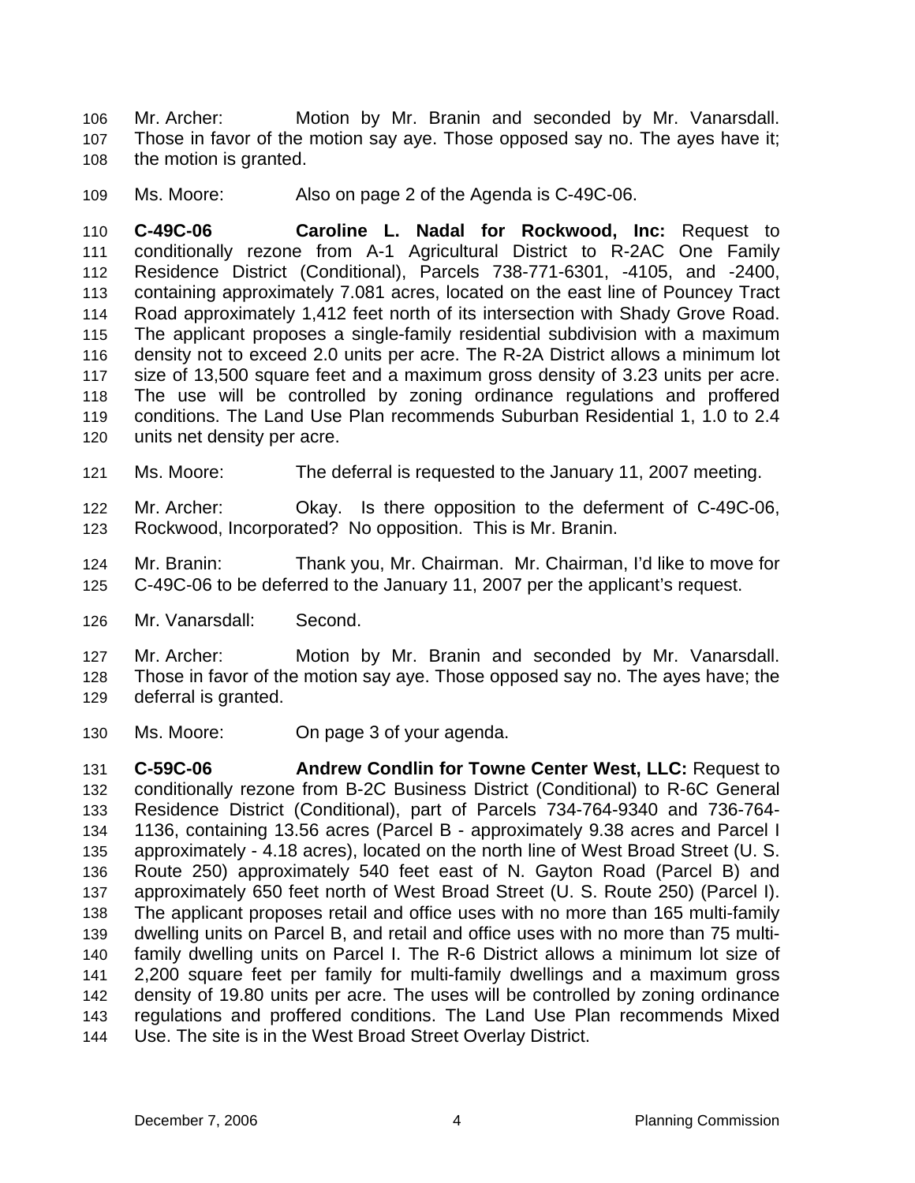Mr. Archer: Motion by Mr. Branin and seconded by Mr. Vanarsdall. Those in favor of the motion say aye. Those opposed say no. The ayes have it; the motion is granted.

Ms. Moore: Also on page 2 of the Agenda is C-49C-06.

**C-49C-06 Caroline L. Nadal for Rockwood, Inc:** Request to conditionally rezone from A-1 Agricultural District to R-2AC One Family Residence District (Conditional), Parcels 738-771-6301, -4105, and -2400, containing approximately 7.081 acres, located on the east line of Pouncey Tract Road approximately 1,412 feet north of its intersection with Shady Grove Road. The applicant proposes a single-family residential subdivision with a maximum density not to exceed 2.0 units per acre. The R-2A District allows a minimum lot size of 13,500 square feet and a maximum gross density of 3.23 units per acre. The use will be controlled by zoning ordinance regulations and proffered conditions. The Land Use Plan recommends Suburban Residential 1, 1.0 to 2.4 units net density per acre.

Ms. Moore: The deferral is requested to the January 11, 2007 meeting.

Mr. Archer: Okay. Is there opposition to the deferment of C-49C-06, Rockwood, Incorporated? No opposition. This is Mr. Branin.

Mr. Branin: Thank you, Mr. Chairman. Mr. Chairman, I'd like to move for C-49C-06 to be deferred to the January 11, 2007 per the applicant's request.

Mr. Vanarsdall: Second.

Mr. Archer: Motion by Mr. Branin and seconded by Mr. Vanarsdall. Those in favor of the motion say aye. Those opposed say no. The ayes have; the deferral is granted.

Ms. Moore: On page 3 of your agenda.

**C-59C-06 Andrew Condlin for Towne Center West, LLC:** Request to conditionally rezone from B-2C Business District (Conditional) to R-6C General Residence District (Conditional), part of Parcels 734-764-9340 and 736-764-1136, containing 13.56 acres (Parcel B - approximately 9.38 acres and Parcel I approximately - 4.18 acres), located on the north line of West Broad Street (U. S. Route 250) approximately 540 feet east of N. Gayton Road (Parcel B) and approximately 650 feet north of West Broad Street (U. S. Route 250) (Parcel I). The applicant proposes retail and office uses with no more than 165 multi-family dwelling units on Parcel B, and retail and office uses with no more than 75 multi-family dwelling units on Parcel I. The R-6 District allows a minimum lot size of 2,200 square feet per family for multi-family dwellings and a maximum gross density of 19.80 units per acre. The uses will be controlled by zoning ordinance regulations and proffered conditions. The Land Use Plan recommends Mixed Use. The site is in the West Broad Street Overlay District.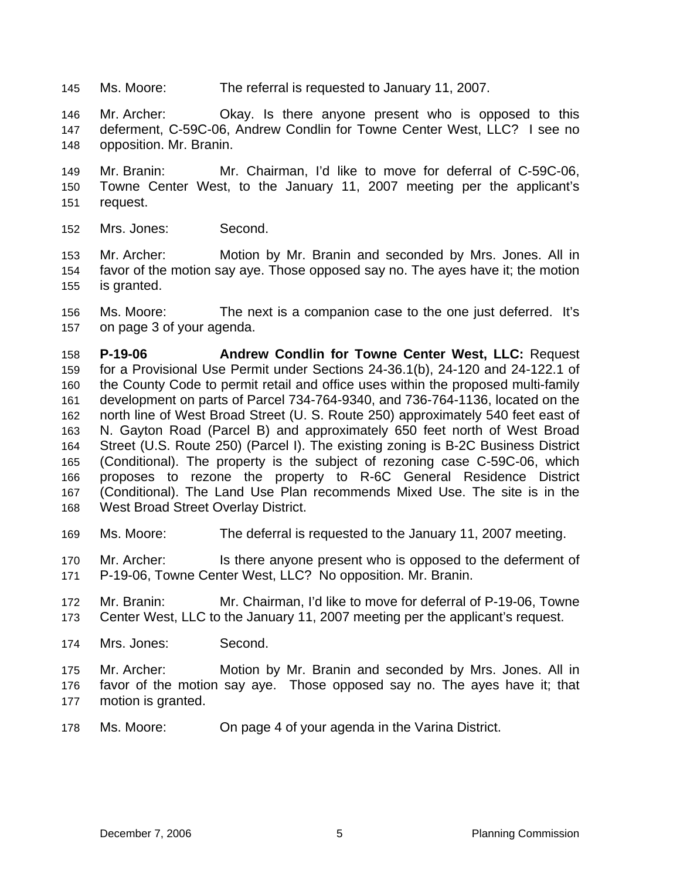145 Ms. Moore: The referral is requested to January 11, 2007.

146 Mr. Archer: Okay. Is there anyone present who is opposed to this
147 deferment, C-59C-06, Andrew Condlin for Towne Center West, LLC? I see no
148 opposition. Mr. Branin.

149 Mr. Branin: Mr. Chairman, I'd like to move for deferral of C-59C-06,
150 Towne Center West, to the January 11, 2007 meeting per the applicant's
151 request.

152 Mrs. Jones: Second.

153 Mr. Archer: Motion by Mr. Branin and seconded by Mrs. Jones. All in
154 favor of the motion say aye. Those opposed say no. The ayes have it; the motion
155 is granted.

156 Ms. Moore: The next is a companion case to the one just deferred. It's
157 on page 3 of your agenda.

158 **P-19-06 Andrew Condlin for Towne Center West, LLC:** Request
159 for a Provisional Use Permit under Sections 24-36.1(b), 24-120 and 24-122.1 of
160 the County Code to permit retail and office uses within the proposed multi-family
161 development on parts of Parcel 734-764-9340, and 736-764-1136, located on the
162 north line of West Broad Street (U. S. Route 250) approximately 540 feet east of
163 N. Gayton Road (Parcel B) and approximately 650 feet north of West Broad
164 Street (U.S. Route 250) (Parcel I). The existing zoning is B-2C Business District
165 (Conditional). The property is the subject of rezoning case C-59C-06, which
166 proposes to rezone the property to R-6C General Residence District
167 (Conditional). The Land Use Plan recommends Mixed Use. The site is in the
168 West Broad Street Overlay District.

169 Ms. Moore: The deferral is requested to the January 11, 2007 meeting.

170 Mr. Archer: Is there anyone present who is opposed to the deferment of
171 P-19-06, Towne Center West, LLC? No opposition. Mr. Branin.

172 Mr. Branin: Mr. Chairman, I'd like to move for deferral of P-19-06, Towne
173 Center West, LLC to the January 11, 2007 meeting per the applicant's request.

174 Mrs. Jones: Second.

175 Mr. Archer: Motion by Mr. Branin and seconded by Mrs. Jones. All in
176 favor of the motion say aye. Those opposed say no. The ayes have it; that
177 motion is granted.

178 Ms. Moore: On page 4 of your agenda in the Varina District.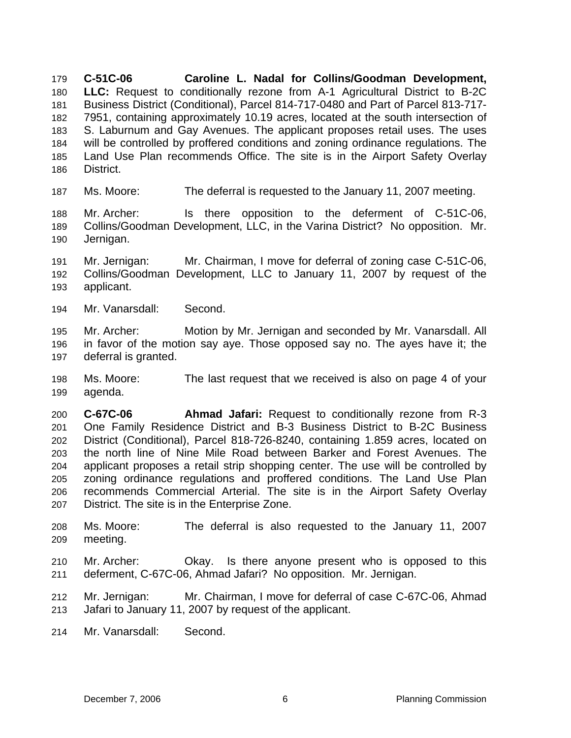**C-51C-06 Caroline L. Nadal for Collins/Goodman Development, LLC:** Request to conditionally rezone from A-1 Agricultural District to B-2C Business District (Conditional), Parcel 814-717-0480 and Part of Parcel 813-717-7951, containing approximately 10.19 acres, located at the south intersection of S. Laburnum and Gay Avenues. The applicant proposes retail uses. The uses will be controlled by proffered conditions and zoning ordinance regulations. The Land Use Plan recommends Office. The site is in the Airport Safety Overlay District.

Ms. Moore: The deferral is requested to the January 11, 2007 meeting.

Mr. Archer: Is there opposition to the deferment of C-51C-06, Collins/Goodman Development, LLC, in the Varina District? No opposition. Mr. Jernigan.

Mr. Jernigan: Mr. Chairman, I move for deferral of zoning case C-51C-06, Collins/Goodman Development, LLC to January 11, 2007 by request of the applicant.

Mr. Vanarsdall: Second.

Mr. Archer: Motion by Mr. Jernigan and seconded by Mr. Vanarsdall. All in favor of the motion say aye. Those opposed say no. The ayes have it; the deferral is granted.

Ms. Moore: The last request that we received is also on page 4 of your agenda.

**C-67C-06 Ahmad Jafari:** Request to conditionally rezone from R-3 One Family Residence District and B-3 Business District to B-2C Business District (Conditional), Parcel 818-726-8240, containing 1.859 acres, located on the north line of Nine Mile Road between Barker and Forest Avenues. The applicant proposes a retail strip shopping center. The use will be controlled by zoning ordinance regulations and proffered conditions. The Land Use Plan recommends Commercial Arterial. The site is in the Airport Safety Overlay District. The site is in the Enterprise Zone.

Ms. Moore: The deferral is also requested to the January 11, 2007 meeting.

Mr. Archer: Okay. Is there anyone present who is opposed to this deferment, C-67C-06, Ahmad Jafari? No opposition. Mr. Jernigan.

Mr. Jernigan: Mr. Chairman, I move for deferral of case C-67C-06, Ahmad Jafari to January 11, 2007 by request of the applicant.

Mr. Vanarsdall: Second.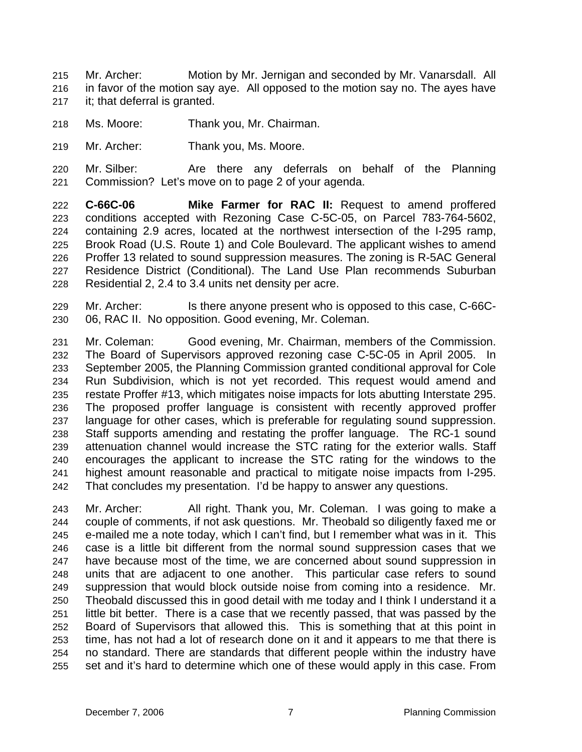Mr. Archer: Motion by Mr. Jernigan and seconded by Mr. Vanarsdall. All in favor of the motion say aye. All opposed to the motion say no. The ayes have it; that deferral is granted.

Ms. Moore: Thank you, Mr. Chairman.

Mr. Archer: Thank you, Ms. Moore.

Mr. Silber: Are there any deferrals on behalf of the Planning Commission? Let's move on to page 2 of your agenda.

**C-66C-06 Mike Farmer for RAC II:** Request to amend proffered conditions accepted with Rezoning Case C-5C-05, on Parcel 783-764-5602, containing 2.9 acres, located at the northwest intersection of the I-295 ramp, Brook Road (U.S. Route 1) and Cole Boulevard. The applicant wishes to amend Proffer 13 related to sound suppression measures. The zoning is R-5AC General Residence District (Conditional). The Land Use Plan recommends Suburban Residential 2, 2.4 to 3.4 units net density per acre.

Mr. Archer: Is there anyone present who is opposed to this case, C-66C-06, RAC II. No opposition. Good evening, Mr. Coleman.

Mr. Coleman: Good evening, Mr. Chairman, members of the Commission. The Board of Supervisors approved rezoning case C-5C-05 in April 2005. In September 2005, the Planning Commission granted conditional approval for Cole Run Subdivision, which is not yet recorded. This request would amend and restate Proffer #13, which mitigates noise impacts for lots abutting Interstate 295. The proposed proffer language is consistent with recently approved proffer language for other cases, which is preferable for regulating sound suppression. Staff supports amending and restating the proffer language. The RC-1 sound attenuation channel would increase the STC rating for the exterior walls. Staff encourages the applicant to increase the STC rating for the windows to the highest amount reasonable and practical to mitigate noise impacts from I-295. That concludes my presentation. I'd be happy to answer any questions.

Mr. Archer: All right. Thank you, Mr. Coleman. I was going to make a couple of comments, if not ask questions. Mr. Theobald so diligently faxed me or e-mailed me a note today, which I can't find, but I remember what was in it. This case is a little bit different from the normal sound suppression cases that we have because most of the time, we are concerned about sound suppression in units that are adjacent to one another. This particular case refers to sound suppression that would block outside noise from coming into a residence. Mr. Theobald discussed this in good detail with me today and I think I understand it a little bit better. There is a case that we recently passed, that was passed by the Board of Supervisors that allowed this. This is something that at this point in time, has not had a lot of research done on it and it appears to me that there is no standard. There are standards that different people within the industry have set and it's hard to determine which one of these would apply in this case. From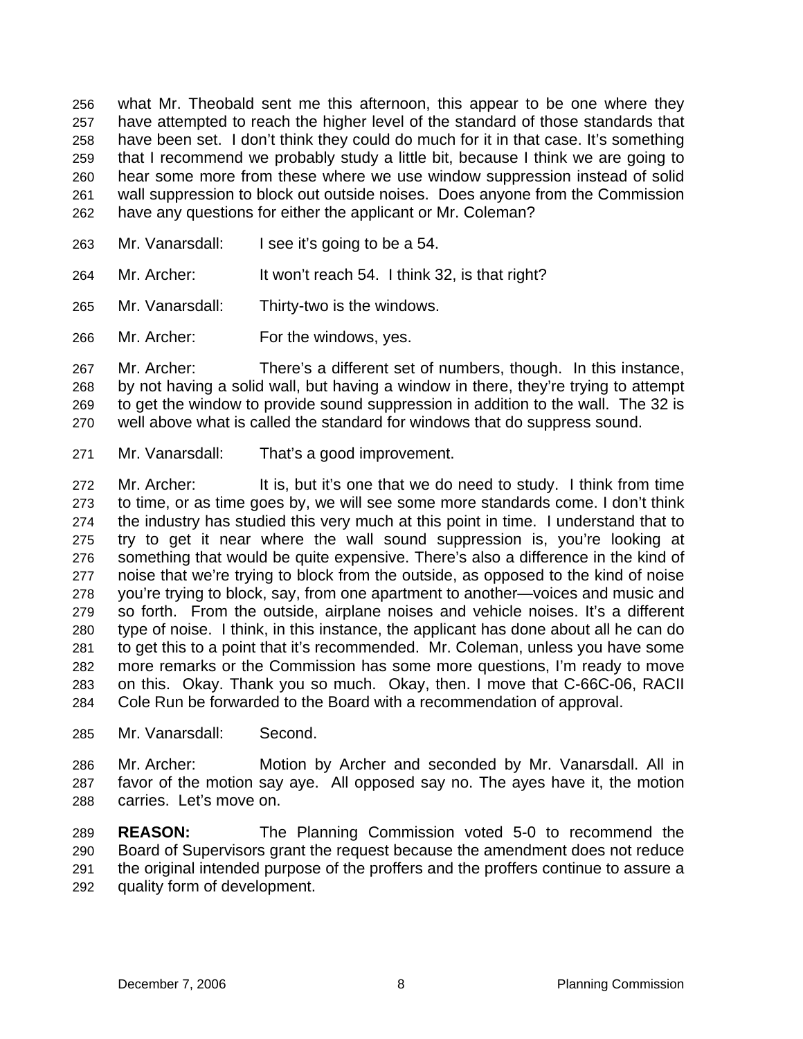what Mr. Theobald sent me this afternoon, this appear to be one where they have attempted to reach the higher level of the standard of those standards that have been set. I don't think they could do much for it in that case. It's something that I recommend we probably study a little bit, because I think we are going to hear some more from these where we use window suppression instead of solid wall suppression to block out outside noises. Does anyone from the Commission have any questions for either the applicant or Mr. Coleman?

Mr. Vanarsdall: I see it's going to be a 54.

Mr. Archer: It won't reach 54. I think 32, is that right?

Mr. Vanarsdall: Thirty-two is the windows.

Mr. Archer: For the windows, yes.

Mr. Archer: There's a different set of numbers, though. In this instance, by not having a solid wall, but having a window in there, they're trying to attempt to get the window to provide sound suppression in addition to the wall. The 32 is well above what is called the standard for windows that do suppress sound.

Mr. Vanarsdall: That's a good improvement.

Mr. Archer: It is, but it's one that we do need to study. I think from time to time, or as time goes by, we will see some more standards come. I don't think the industry has studied this very much at this point in time. I understand that to try to get it near where the wall sound suppression is, you're looking at something that would be quite expensive. There's also a difference in the kind of noise that we're trying to block from the outside, as opposed to the kind of noise you're trying to block, say, from one apartment to another—voices and music and so forth. From the outside, airplane noises and vehicle noises. It's a different type of noise. I think, in this instance, the applicant has done about all he can do to get this to a point that it's recommended. Mr. Coleman, unless you have some more remarks or the Commission has some more questions, I'm ready to move on this. Okay. Thank you so much. Okay, then. I move that C-66C-06, RACII Cole Run be forwarded to the Board with a recommendation of approval.

Mr. Vanarsdall: Second.

Mr. Archer: Motion by Archer and seconded by Mr. Vanarsdall. All in favor of the motion say aye. All opposed say no. The ayes have it, the motion carries. Let's move on.

**REASON:** The Planning Commission voted 5-0 to recommend the Board of Supervisors grant the request because the amendment does not reduce the original intended purpose of the proffers and the proffers continue to assure a quality form of development.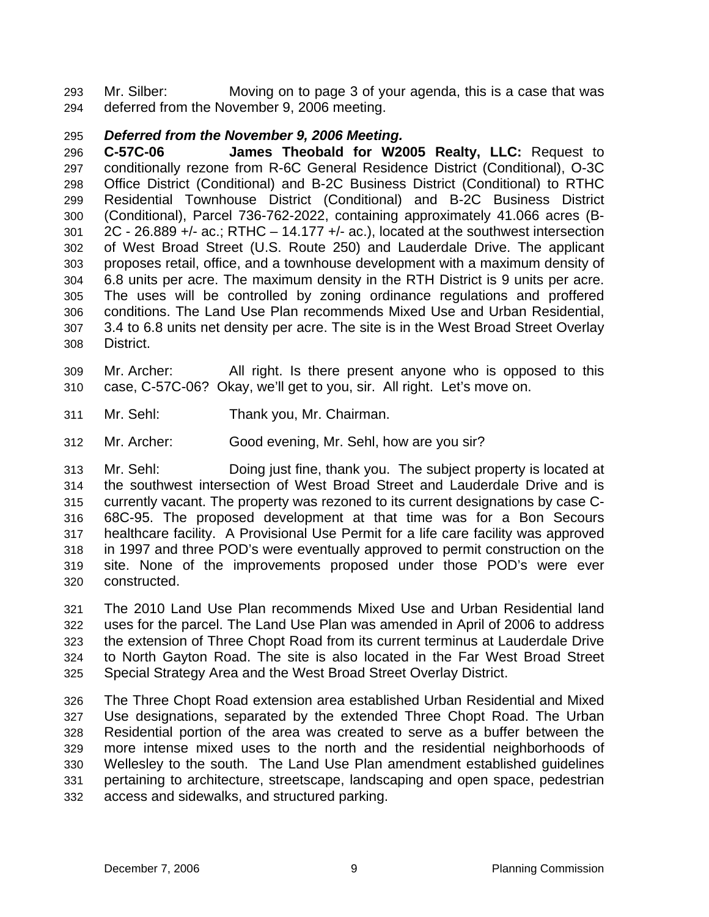Mr. Silber: Moving on to page 3 of your agenda, this is a case that was deferred from the November 9, 2006 meeting.

***Deferred from the November 9, 2006 Meeting.***

**C-57C-06 James Theobald for W2005 Realty, LLC:** Request to conditionally rezone from R-6C General Residence District (Conditional), O-3C Office District (Conditional) and B-2C Business District (Conditional) to RTHC Residential Townhouse District (Conditional) and B-2C Business District (Conditional), Parcel 736-762-2022, containing approximately 41.066 acres (B-2C - 26.889 +/- ac.; RTHC – 14.177 +/- ac.), located at the southwest intersection of West Broad Street (U.S. Route 250) and Lauderdale Drive. The applicant proposes retail, office, and a townhouse development with a maximum density of 6.8 units per acre. The maximum density in the RTH District is 9 units per acre. The uses will be controlled by zoning ordinance regulations and proffered conditions. The Land Use Plan recommends Mixed Use and Urban Residential, 3.4 to 6.8 units net density per acre. The site is in the West Broad Street Overlay District.

Mr. Archer: All right. Is there present anyone who is opposed to this case, C-57C-06? Okay, we'll get to you, sir. All right. Let's move on.

Mr. Sehl: Thank you, Mr. Chairman.

Mr. Archer: Good evening, Mr. Sehl, how are you sir?

Mr. Sehl: Doing just fine, thank you. The subject property is located at the southwest intersection of West Broad Street and Lauderdale Drive and is currently vacant. The property was rezoned to its current designations by case C-68C-95. The proposed development at that time was for a Bon Secours healthcare facility. A Provisional Use Permit for a life care facility was approved in 1997 and three POD's were eventually approved to permit construction on the site. None of the improvements proposed under those POD's were ever constructed.

The 2010 Land Use Plan recommends Mixed Use and Urban Residential land uses for the parcel. The Land Use Plan was amended in April of 2006 to address the extension of Three Chopt Road from its current terminus at Lauderdale Drive to North Gayton Road. The site is also located in the Far West Broad Street Special Strategy Area and the West Broad Street Overlay District.

The Three Chopt Road extension area established Urban Residential and Mixed Use designations, separated by the extended Three Chopt Road. The Urban Residential portion of the area was created to serve as a buffer between the more intense mixed uses to the north and the residential neighborhoods of Wellesley to the south. The Land Use Plan amendment established guidelines pertaining to architecture, streetscape, landscaping and open space, pedestrian access and sidewalks, and structured parking.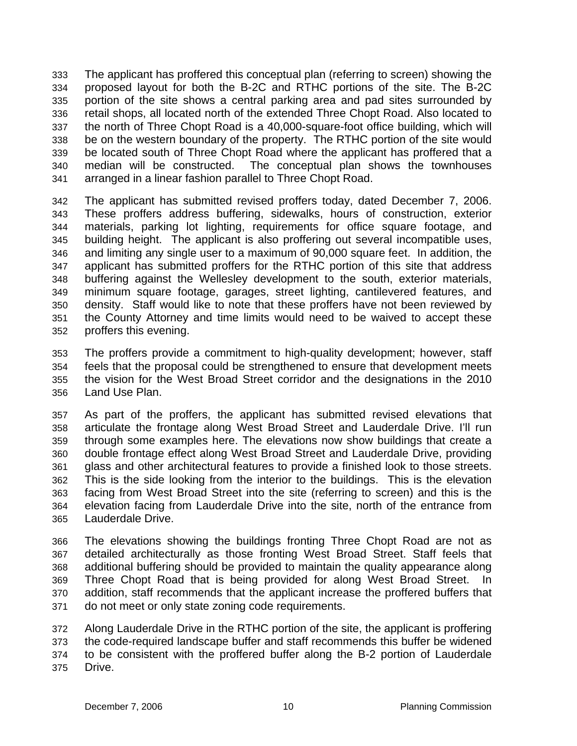The applicant has proffered this conceptual plan (referring to screen) showing the proposed layout for both the B-2C and RTHC portions of the site. The B-2C portion of the site shows a central parking area and pad sites surrounded by retail shops, all located north of the extended Three Chopt Road. Also located to the north of Three Chopt Road is a 40,000-square-foot office building, which will be on the western boundary of the property. The RTHC portion of the site would be located south of Three Chopt Road where the applicant has proffered that a median will be constructed. The conceptual plan shows the townhouses arranged in a linear fashion parallel to Three Chopt Road.

The applicant has submitted revised proffers today, dated December 7, 2006. These proffers address buffering, sidewalks, hours of construction, exterior materials, parking lot lighting, requirements for office square footage, and building height. The applicant is also proffering out several incompatible uses, and limiting any single user to a maximum of 90,000 square feet. In addition, the applicant has submitted proffers for the RTHC portion of this site that address buffering against the Wellesley development to the south, exterior materials, minimum square footage, garages, street lighting, cantilevered features, and density. Staff would like to note that these proffers have not been reviewed by the County Attorney and time limits would need to be waived to accept these proffers this evening.

The proffers provide a commitment to high-quality development; however, staff feels that the proposal could be strengthened to ensure that development meets the vision for the West Broad Street corridor and the designations in the 2010 Land Use Plan.

As part of the proffers, the applicant has submitted revised elevations that articulate the frontage along West Broad Street and Lauderdale Drive. I'll run through some examples here. The elevations now show buildings that create a double frontage effect along West Broad Street and Lauderdale Drive, providing glass and other architectural features to provide a finished look to those streets. This is the side looking from the interior to the buildings. This is the elevation facing from West Broad Street into the site (referring to screen) and this is the elevation facing from Lauderdale Drive into the site, north of the entrance from Lauderdale Drive.

The elevations showing the buildings fronting Three Chopt Road are not as detailed architecturally as those fronting West Broad Street. Staff feels that additional buffering should be provided to maintain the quality appearance along Three Chopt Road that is being provided for along West Broad Street. In addition, staff recommends that the applicant increase the proffered buffers that do not meet or only state zoning code requirements.

Along Lauderdale Drive in the RTHC portion of the site, the applicant is proffering the code-required landscape buffer and staff recommends this buffer be widened to be consistent with the proffered buffer along the B-2 portion of Lauderdale Drive.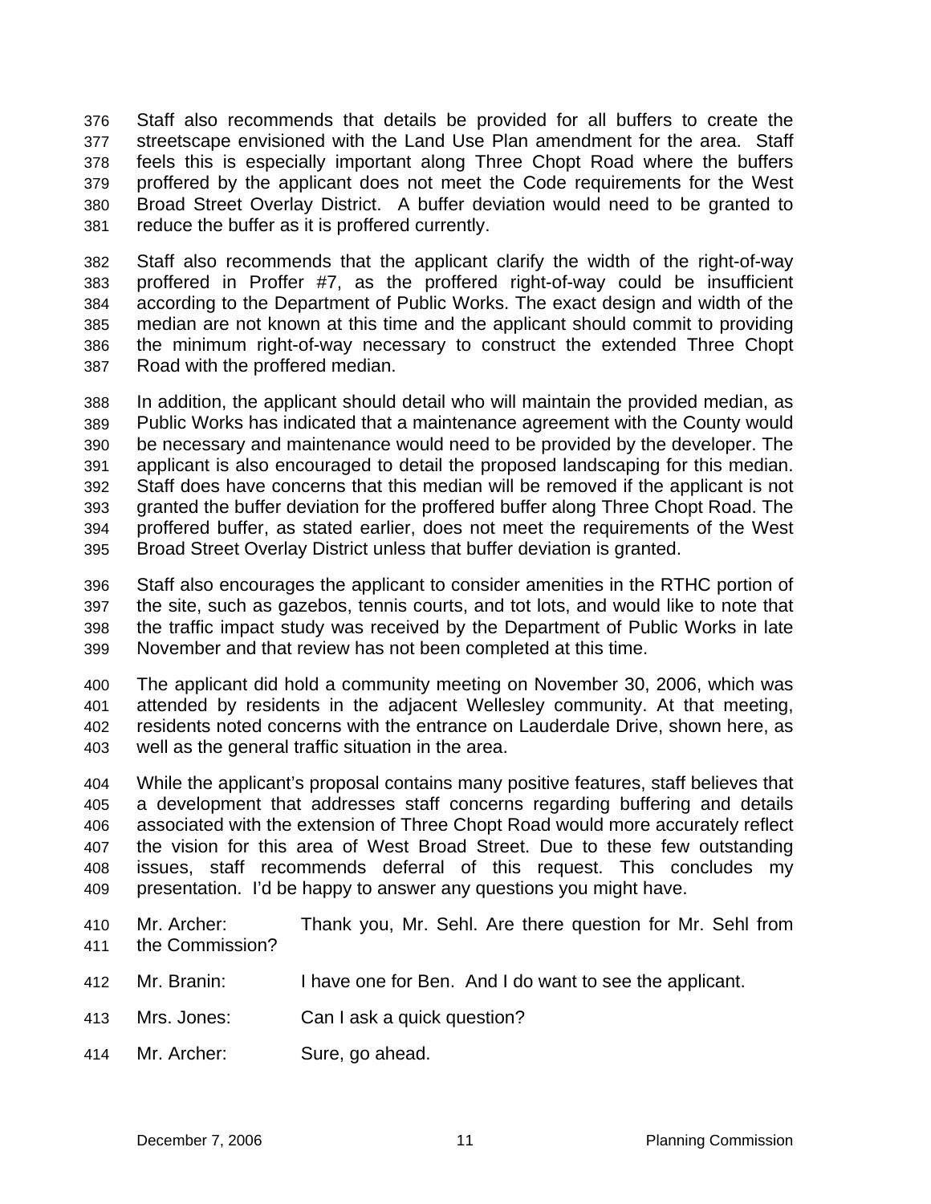Staff also recommends that details be provided for all buffers to create the streetscape envisioned with the Land Use Plan amendment for the area. Staff feels this is especially important along Three Chopt Road where the buffers proffered by the applicant does not meet the Code requirements for the West Broad Street Overlay District. A buffer deviation would need to be granted to reduce the buffer as it is proffered currently.

Staff also recommends that the applicant clarify the width of the right-of-way proffered in Proffer #7, as the proffered right-of-way could be insufficient according to the Department of Public Works. The exact design and width of the median are not known at this time and the applicant should commit to providing the minimum right-of-way necessary to construct the extended Three Chopt Road with the proffered median.

In addition, the applicant should detail who will maintain the provided median, as Public Works has indicated that a maintenance agreement with the County would be necessary and maintenance would need to be provided by the developer. The applicant is also encouraged to detail the proposed landscaping for this median. Staff does have concerns that this median will be removed if the applicant is not granted the buffer deviation for the proffered buffer along Three Chopt Road. The proffered buffer, as stated earlier, does not meet the requirements of the West Broad Street Overlay District unless that buffer deviation is granted.

Staff also encourages the applicant to consider amenities in the RTHC portion of the site, such as gazebos, tennis courts, and tot lots, and would like to note that the traffic impact study was received by the Department of Public Works in late November and that review has not been completed at this time.

The applicant did hold a community meeting on November 30, 2006, which was attended by residents in the adjacent Wellesley community. At that meeting, residents noted concerns with the entrance on Lauderdale Drive, shown here, as well as the general traffic situation in the area.

While the applicant's proposal contains many positive features, staff believes that a development that addresses staff concerns regarding buffering and details associated with the extension of Three Chopt Road would more accurately reflect the vision for this area of West Broad Street. Due to these few outstanding issues, staff recommends deferral of this request. This concludes my presentation. I'd be happy to answer any questions you might have.

Mr. Archer: Thank you, Mr. Sehl. Are there question for Mr. Sehl from the Commission?

Mr. Branin: I have one for Ben. And I do want to see the applicant.

Mrs. Jones: Can I ask a quick question?

Mr. Archer: Sure, go ahead.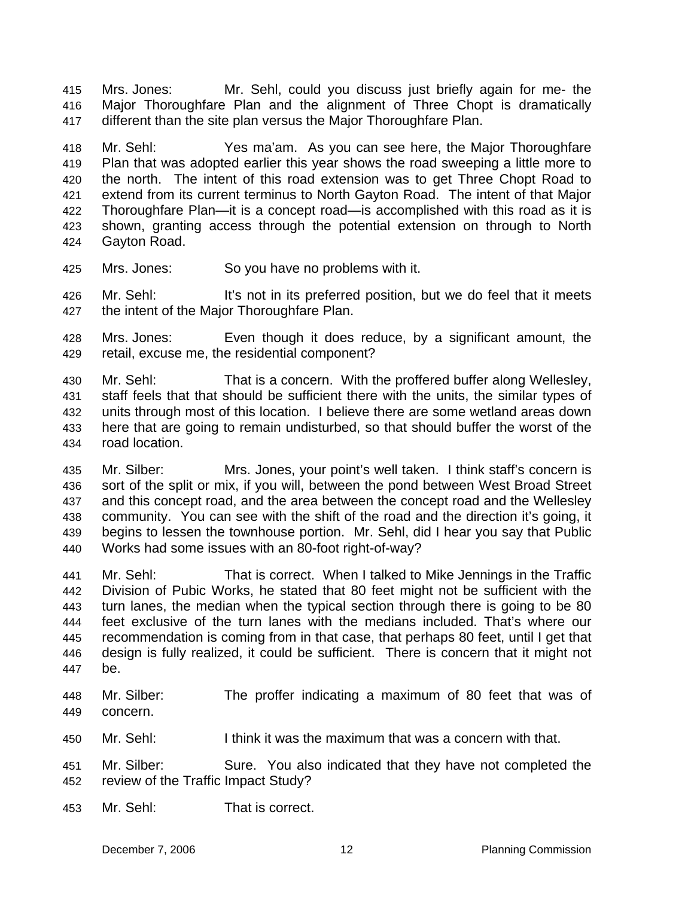Mrs. Jones: Mr. Sehl, could you discuss just briefly again for me- the Major Thoroughfare Plan and the alignment of Three Chopt is dramatically different than the site plan versus the Major Thoroughfare Plan.

Mr. Sehl: Yes ma'am. As you can see here, the Major Thoroughfare Plan that was adopted earlier this year shows the road sweeping a little more to the north. The intent of this road extension was to get Three Chopt Road to extend from its current terminus to North Gayton Road. The intent of that Major Thoroughfare Plan—it is a concept road—is accomplished with this road as it is shown, granting access through the potential extension on through to North Gayton Road.

Mrs. Jones: So you have no problems with it.

Mr. Sehl: It's not in its preferred position, but we do feel that it meets the intent of the Major Thoroughfare Plan.

Mrs. Jones: Even though it does reduce, by a significant amount, the retail, excuse me, the residential component?

Mr. Sehl: That is a concern. With the proffered buffer along Wellesley, staff feels that that should be sufficient there with the units, the similar types of units through most of this location. I believe there are some wetland areas down here that are going to remain undisturbed, so that should buffer the worst of the road location.

Mr. Silber: Mrs. Jones, your point's well taken. I think staff's concern is sort of the split or mix, if you will, between the pond between West Broad Street and this concept road, and the area between the concept road and the Wellesley community. You can see with the shift of the road and the direction it's going, it begins to lessen the townhouse portion. Mr. Sehl, did I hear you say that Public Works had some issues with an 80-foot right-of-way?

Mr. Sehl: That is correct. When I talked to Mike Jennings in the Traffic Division of Pubic Works, he stated that 80 feet might not be sufficient with the turn lanes, the median when the typical section through there is going to be 80 feet exclusive of the turn lanes with the medians included. That's where our recommendation is coming from in that case, that perhaps 80 feet, until I get that design is fully realized, it could be sufficient. There is concern that it might not be.

Mr. Silber: The proffer indicating a maximum of 80 feet that was of concern.

Mr. Sehl: I think it was the maximum that was a concern with that.

Mr. Silber: Sure. You also indicated that they have not completed the review of the Traffic Impact Study?

Mr. Sehl: That is correct.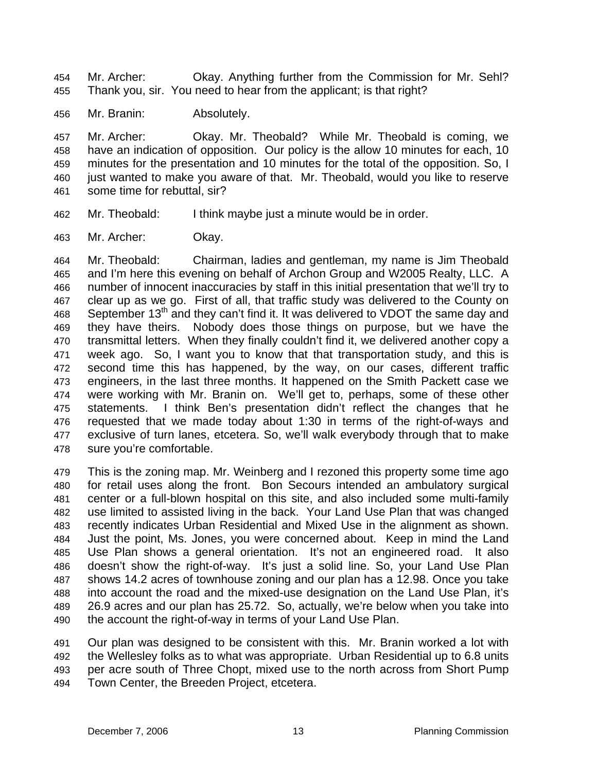454 Mr. Archer: Okay. Anything further from the Commission for Mr. Sehl?
455 Thank you, sir. You need to hear from the applicant; is that right?

456 Mr. Branin: Absolutely.

457 Mr. Archer: Okay. Mr. Theobald? While Mr. Theobald is coming, we
458 have an indication of opposition. Our policy is the allow 10 minutes for each, 10
459 minutes for the presentation and 10 minutes for the total of the opposition. So, I
460 just wanted to make you aware of that. Mr. Theobald, would you like to reserve
461 some time for rebuttal, sir?

462 Mr. Theobald: I think maybe just a minute would be in order.

463 Mr. Archer: Okay.

464 Mr. Theobald: Chairman, ladies and gentleman, my name is Jim Theobald
465 and I'm here this evening on behalf of Archon Group and W2005 Realty, LLC. A
466 number of innocent inaccuracies by staff in this initial presentation that we'll try to
467 clear up as we go. First of all, that traffic study was delivered to the County on
468 September 13th and they can't find it. It was delivered to VDOT the same day and
469 they have theirs. Nobody does those things on purpose, but we have the
470 transmittal letters. When they finally couldn't find it, we delivered another copy a
471 week ago. So, I want you to know that that transportation study, and this is
472 second time this has happened, by the way, on our cases, different traffic
473 engineers, in the last three months. It happened on the Smith Packett case we
474 were working with Mr. Branin on. We'll get to, perhaps, some of these other
475 statements. I think Ben's presentation didn't reflect the changes that he
476 requested that we made today about 1:30 in terms of the right-of-ways and
477 exclusive of turn lanes, etcetera. So, we'll walk everybody through that to make
478 sure you're comfortable.

479 This is the zoning map. Mr. Weinberg and I rezoned this property some time ago
480 for retail uses along the front. Bon Secours intended an ambulatory surgical
481 center or a full-blown hospital on this site, and also included some multi-family
482 use limited to assisted living in the back. Your Land Use Plan that was changed
483 recently indicates Urban Residential and Mixed Use in the alignment as shown.
484 Just the point, Ms. Jones, you were concerned about. Keep in mind the Land
485 Use Plan shows a general orientation. It's not an engineered road. It also
486 doesn't show the right-of-way. It's just a solid line. So, your Land Use Plan
487 shows 14.2 acres of townhouse zoning and our plan has a 12.98. Once you take
488 into account the road and the mixed-use designation on the Land Use Plan, it's
489 26.9 acres and our plan has 25.72. So, actually, we're below when you take into
490 the account the right-of-way in terms of your Land Use Plan.

491 Our plan was designed to be consistent with this. Mr. Branin worked a lot with
492 the Wellesley folks as to what was appropriate. Urban Residential up to 6.8 units
493 per acre south of Three Chopt, mixed use to the north across from Short Pump
494 Town Center, the Breeden Project, etcetera.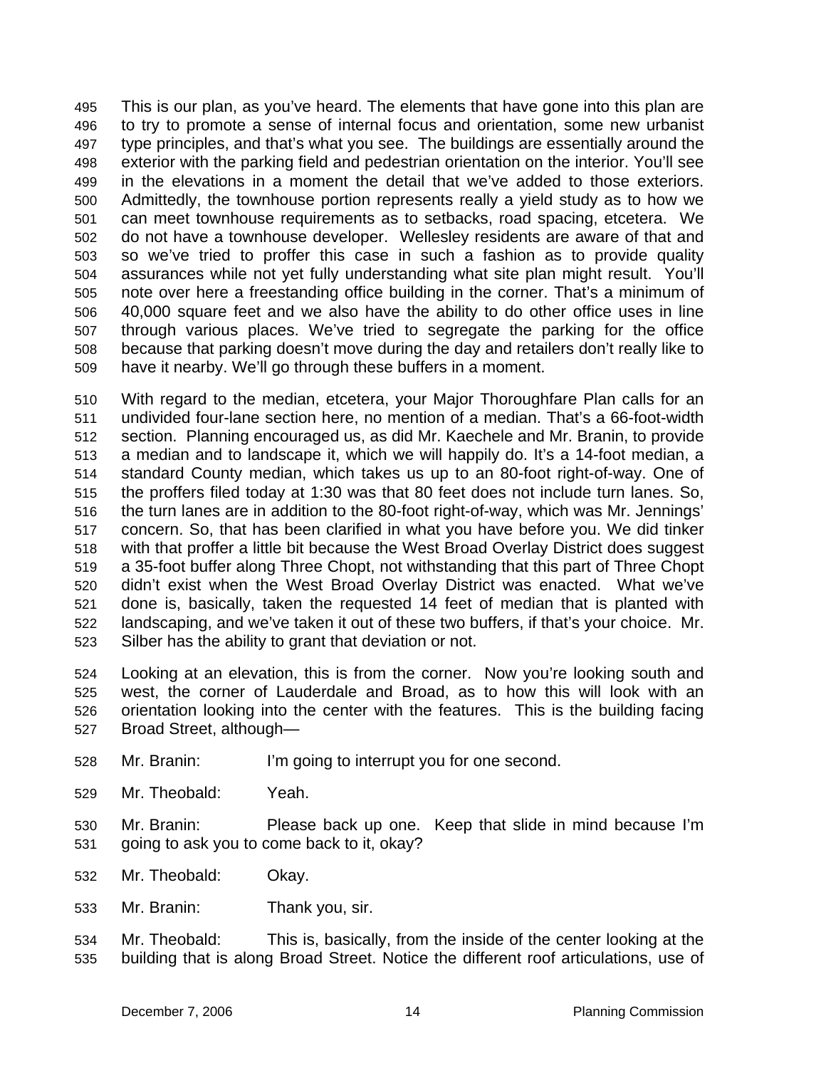This is our plan, as you've heard. The elements that have gone into this plan are to try to promote a sense of internal focus and orientation, some new urbanist type principles, and that's what you see. The buildings are essentially around the exterior with the parking field and pedestrian orientation on the interior. You'll see in the elevations in a moment the detail that we've added to those exteriors. Admittedly, the townhouse portion represents really a yield study as to how we can meet townhouse requirements as to setbacks, road spacing, etcetera. We do not have a townhouse developer. Wellesley residents are aware of that and so we've tried to proffer this case in such a fashion as to provide quality assurances while not yet fully understanding what site plan might result. You'll note over here a freestanding office building in the corner. That's a minimum of 40,000 square feet and we also have the ability to do other office uses in line through various places. We've tried to segregate the parking for the office because that parking doesn't move during the day and retailers don't really like to have it nearby. We'll go through these buffers in a moment.

With regard to the median, etcetera, your Major Thoroughfare Plan calls for an undivided four-lane section here, no mention of a median. That's a 66-foot-width section. Planning encouraged us, as did Mr. Kaechele and Mr. Branin, to provide a median and to landscape it, which we will happily do. It's a 14-foot median, a standard County median, which takes us up to an 80-foot right-of-way. One of the proffers filed today at 1:30 was that 80 feet does not include turn lanes. So, the turn lanes are in addition to the 80-foot right-of-way, which was Mr. Jennings' concern. So, that has been clarified in what you have before you. We did tinker with that proffer a little bit because the West Broad Overlay District does suggest a 35-foot buffer along Three Chopt, not withstanding that this part of Three Chopt didn't exist when the West Broad Overlay District was enacted. What we've done is, basically, taken the requested 14 feet of median that is planted with landscaping, and we've taken it out of these two buffers, if that's your choice. Mr. Silber has the ability to grant that deviation or not.

Looking at an elevation, this is from the corner. Now you're looking south and west, the corner of Lauderdale and Broad, as to how this will look with an orientation looking into the center with the features. This is the building facing Broad Street, although—

Mr. Branin: I'm going to interrupt you for one second.

Mr. Theobald: Yeah.

Mr. Branin: Please back up one. Keep that slide in mind because I'm going to ask you to come back to it, okay?

Mr. Theobald: Okay.

Mr. Branin: Thank you, sir.

Mr. Theobald: This is, basically, from the inside of the center looking at the building that is along Broad Street. Notice the different roof articulations, use of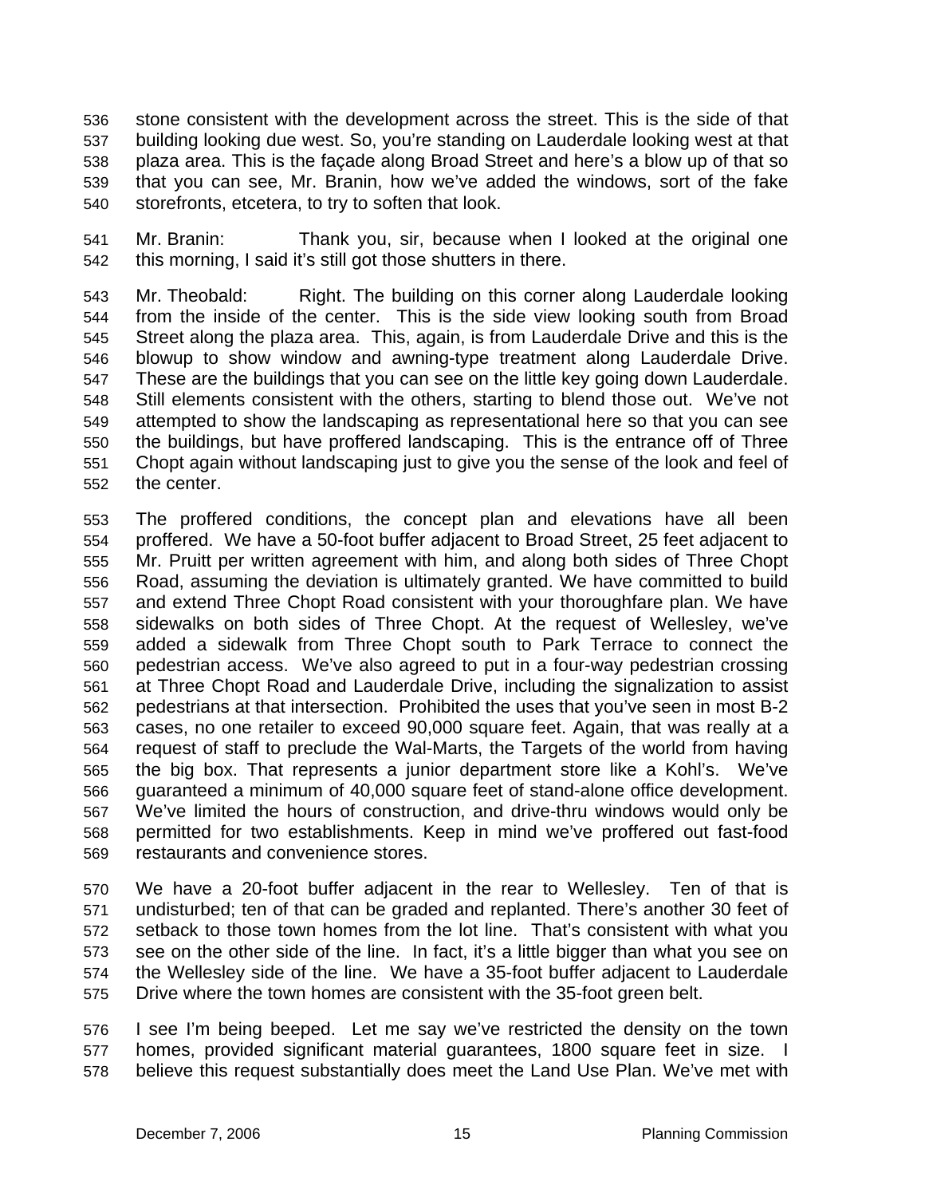stone consistent with the development across the street. This is the side of that building looking due west. So, you're standing on Lauderdale looking west at that plaza area. This is the façade along Broad Street and here's a blow up of that so that you can see, Mr. Branin, how we've added the windows, sort of the fake storefronts, etcetera, to try to soften that look.

Mr. Branin: Thank you, sir, because when I looked at the original one this morning, I said it's still got those shutters in there.

Mr. Theobald: Right. The building on this corner along Lauderdale looking from the inside of the center. This is the side view looking south from Broad Street along the plaza area. This, again, is from Lauderdale Drive and this is the blowup to show window and awning-type treatment along Lauderdale Drive. These are the buildings that you can see on the little key going down Lauderdale. Still elements consistent with the others, starting to blend those out. We've not attempted to show the landscaping as representational here so that you can see the buildings, but have proffered landscaping. This is the entrance off of Three Chopt again without landscaping just to give you the sense of the look and feel of the center.

The proffered conditions, the concept plan and elevations have all been proffered. We have a 50-foot buffer adjacent to Broad Street, 25 feet adjacent to Mr. Pruitt per written agreement with him, and along both sides of Three Chopt Road, assuming the deviation is ultimately granted. We have committed to build and extend Three Chopt Road consistent with your thoroughfare plan. We have sidewalks on both sides of Three Chopt. At the request of Wellesley, we've added a sidewalk from Three Chopt south to Park Terrace to connect the pedestrian access. We've also agreed to put in a four-way pedestrian crossing at Three Chopt Road and Lauderdale Drive, including the signalization to assist pedestrians at that intersection. Prohibited the uses that you've seen in most B-2 cases, no one retailer to exceed 90,000 square feet. Again, that was really at a request of staff to preclude the Wal-Marts, the Targets of the world from having the big box. That represents a junior department store like a Kohl's. We've guaranteed a minimum of 40,000 square feet of stand-alone office development. We've limited the hours of construction, and drive-thru windows would only be permitted for two establishments. Keep in mind we've proffered out fast-food restaurants and convenience stores.

We have a 20-foot buffer adjacent in the rear to Wellesley. Ten of that is undisturbed; ten of that can be graded and replanted. There's another 30 feet of setback to those town homes from the lot line. That's consistent with what you see on the other side of the line. In fact, it's a little bigger than what you see on the Wellesley side of the line. We have a 35-foot buffer adjacent to Lauderdale Drive where the town homes are consistent with the 35-foot green belt.

I see I'm being beeped. Let me say we've restricted the density on the town homes, provided significant material guarantees, 1800 square feet in size. I believe this request substantially does meet the Land Use Plan. We've met with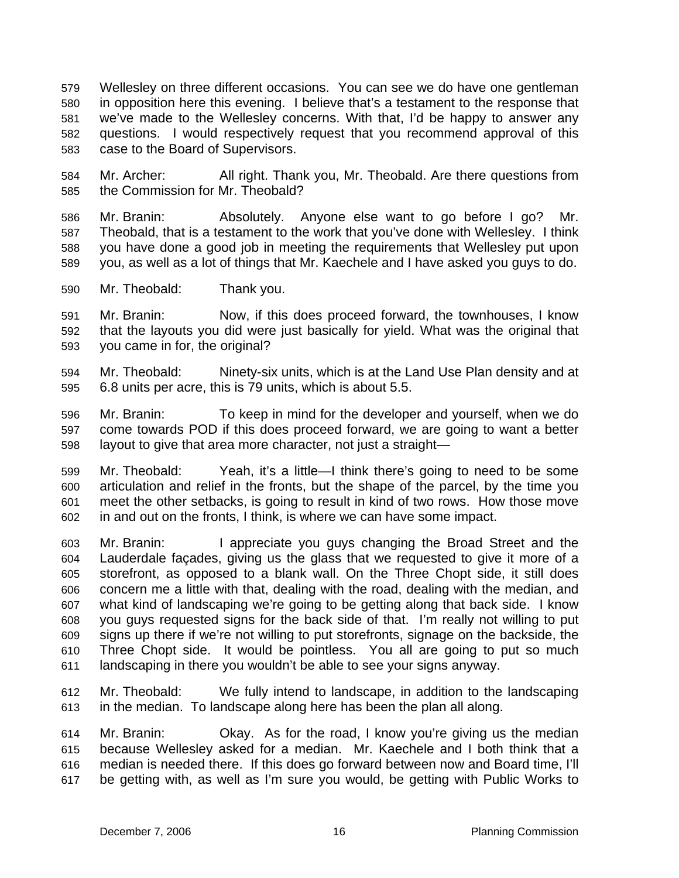Wellesley on three different occasions. You can see we do have one gentleman in opposition here this evening. I believe that's a testament to the response that we've made to the Wellesley concerns. With that, I'd be happy to answer any questions. I would respectively request that you recommend approval of this case to the Board of Supervisors.

Mr. Archer: All right. Thank you, Mr. Theobald. Are there questions from the Commission for Mr. Theobald?

Mr. Branin: Absolutely. Anyone else want to go before I go? Mr. Theobald, that is a testament to the work that you've done with Wellesley. I think you have done a good job in meeting the requirements that Wellesley put upon you, as well as a lot of things that Mr. Kaechele and I have asked you guys to do.

Mr. Theobald: Thank you.

Mr. Branin: Now, if this does proceed forward, the townhouses, I know that the layouts you did were just basically for yield. What was the original that you came in for, the original?

Mr. Theobald: Ninety-six units, which is at the Land Use Plan density and at 6.8 units per acre, this is 79 units, which is about 5.5.

Mr. Branin: To keep in mind for the developer and yourself, when we do come towards POD if this does proceed forward, we are going to want a better layout to give that area more character, not just a straight—

Mr. Theobald: Yeah, it's a little—I think there's going to need to be some articulation and relief in the fronts, but the shape of the parcel, by the time you meet the other setbacks, is going to result in kind of two rows. How those move in and out on the fronts, I think, is where we can have some impact.

Mr. Branin: I appreciate you guys changing the Broad Street and the Lauderdale façades, giving us the glass that we requested to give it more of a storefront, as opposed to a blank wall. On the Three Chopt side, it still does concern me a little with that, dealing with the road, dealing with the median, and what kind of landscaping we're going to be getting along that back side. I know you guys requested signs for the back side of that. I'm really not willing to put signs up there if we're not willing to put storefronts, signage on the backside, the Three Chopt side. It would be pointless. You all are going to put so much landscaping in there you wouldn't be able to see your signs anyway.

Mr. Theobald: We fully intend to landscape, in addition to the landscaping in the median. To landscape along here has been the plan all along.

Mr. Branin: Okay. As for the road, I know you're giving us the median because Wellesley asked for a median. Mr. Kaechele and I both think that a median is needed there. If this does go forward between now and Board time, I'll be getting with, as well as I'm sure you would, be getting with Public Works to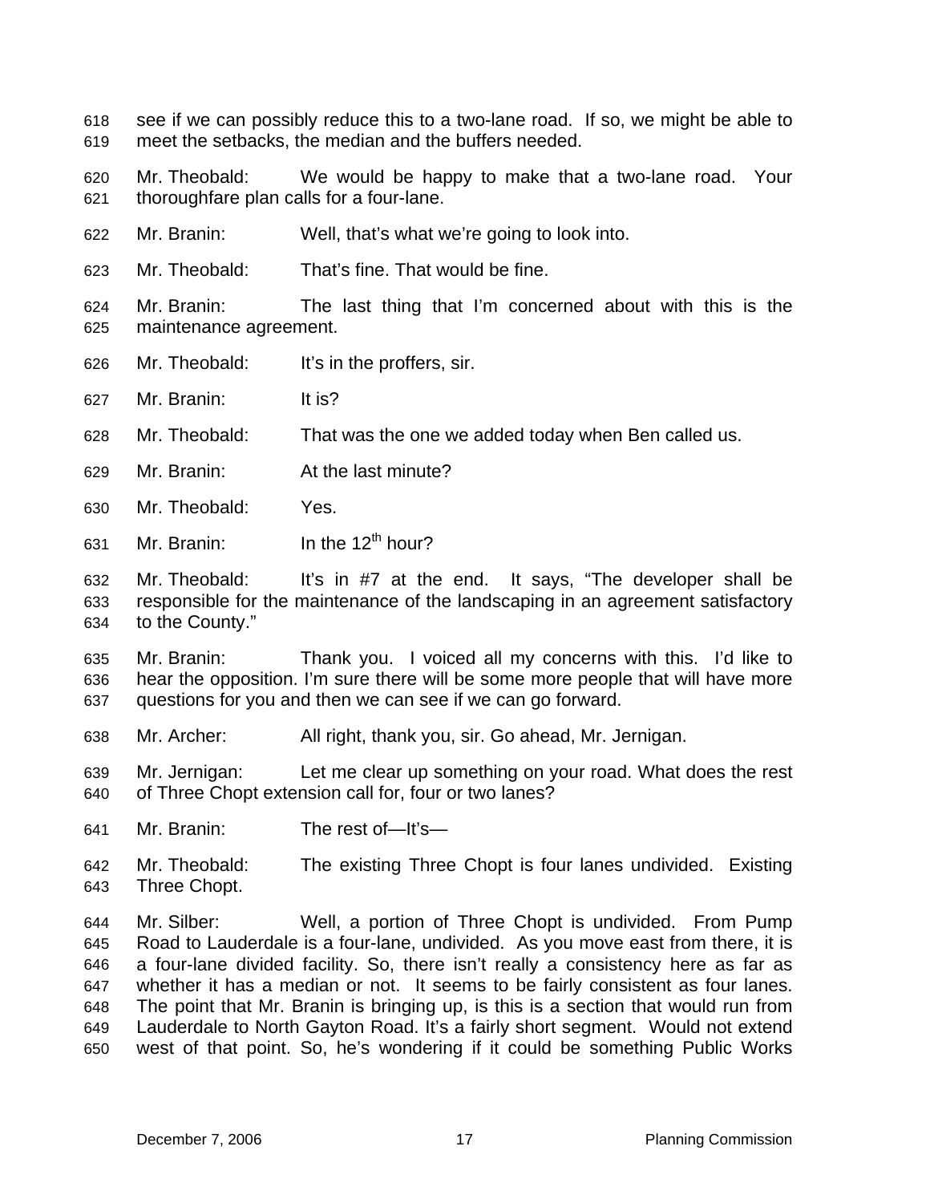see if we can possibly reduce this to a two-lane road. If so, we might be able to meet the setbacks, the median and the buffers needed.

Mr. Theobald: We would be happy to make that a two-lane road. Your thoroughfare plan calls for a four-lane.

Mr. Branin: Well, that's what we're going to look into.

Mr. Theobald: That's fine. That would be fine.

Mr. Branin: The last thing that I'm concerned about with this is the maintenance agreement.

Mr. Theobald: It's in the proffers, sir.

Mr. Branin: It is?

Mr. Theobald: That was the one we added today when Ben called us.

Mr. Branin: At the last minute?

Mr. Theobald: Yes.

Mr. Branin: In the 12th hour?

Mr. Theobald: It's in #7 at the end. It says, "The developer shall be responsible for the maintenance of the landscaping in an agreement satisfactory to the County."

Mr. Branin: Thank you. I voiced all my concerns with this. I'd like to hear the opposition. I'm sure there will be some more people that will have more questions for you and then we can see if we can go forward.

Mr. Archer: All right, thank you, sir. Go ahead, Mr. Jernigan.

Mr. Jernigan: Let me clear up something on your road. What does the rest of Three Chopt extension call for, four or two lanes?

Mr. Branin: The rest of—It's—

Mr. Theobald: The existing Three Chopt is four lanes undivided. Existing Three Chopt.

Mr. Silber: Well, a portion of Three Chopt is undivided. From Pump Road to Lauderdale is a four-lane, undivided. As you move east from there, it is a four-lane divided facility. So, there isn't really a consistency here as far as whether it has a median or not. It seems to be fairly consistent as four lanes. The point that Mr. Branin is bringing up, is this is a section that would run from Lauderdale to North Gayton Road. It's a fairly short segment. Would not extend west of that point. So, he's wondering if it could be something Public Works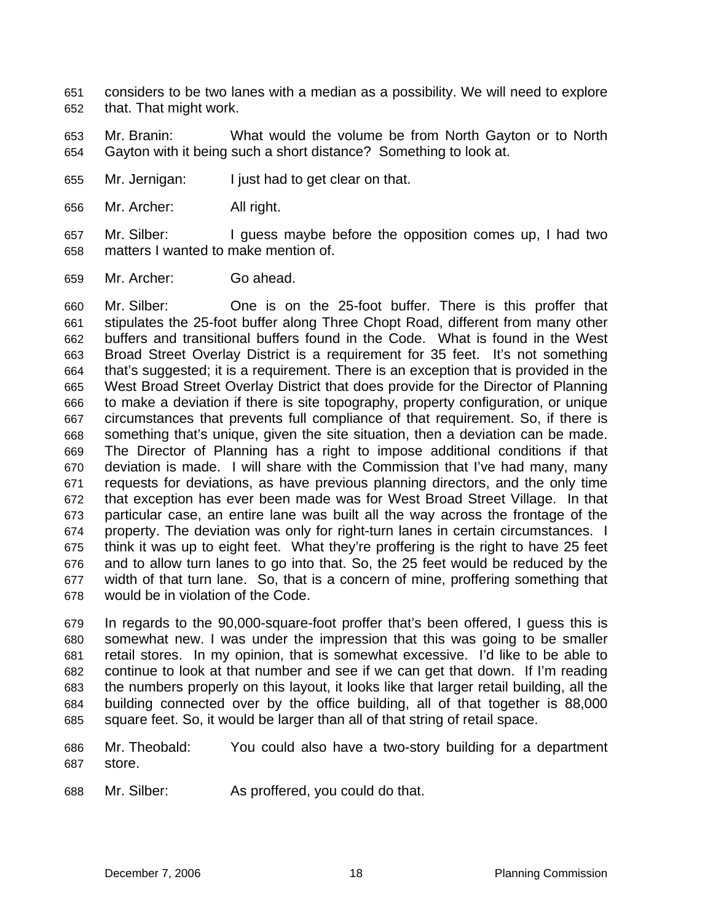considers to be two lanes with a median as a possibility. We will need to explore that. That might work.

Mr. Branin: What would the volume be from North Gayton or to North Gayton with it being such a short distance? Something to look at.

Mr. Jernigan: I just had to get clear on that.

Mr. Archer: All right.

Mr. Silber: I guess maybe before the opposition comes up, I had two matters I wanted to make mention of.

Mr. Archer: Go ahead.

Mr. Silber: One is on the 25-foot buffer. There is this proffer that stipulates the 25-foot buffer along Three Chopt Road, different from many other buffers and transitional buffers found in the Code. What is found in the West Broad Street Overlay District is a requirement for 35 feet. It's not something that's suggested; it is a requirement. There is an exception that is provided in the West Broad Street Overlay District that does provide for the Director of Planning to make a deviation if there is site topography, property configuration, or unique circumstances that prevents full compliance of that requirement. So, if there is something that's unique, given the site situation, then a deviation can be made. The Director of Planning has a right to impose additional conditions if that deviation is made. I will share with the Commission that I've had many, many requests for deviations, as have previous planning directors, and the only time that exception has ever been made was for West Broad Street Village. In that particular case, an entire lane was built all the way across the frontage of the property. The deviation was only for right-turn lanes in certain circumstances. I think it was up to eight feet. What they're proffering is the right to have 25 feet and to allow turn lanes to go into that. So, the 25 feet would be reduced by the width of that turn lane. So, that is a concern of mine, proffering something that would be in violation of the Code.

In regards to the 90,000-square-foot proffer that's been offered, I guess this is somewhat new. I was under the impression that this was going to be smaller retail stores. In my opinion, that is somewhat excessive. I'd like to be able to continue to look at that number and see if we can get that down. If I'm reading the numbers properly on this layout, it looks like that larger retail building, all the building connected over by the office building, all of that together is 88,000 square feet. So, it would be larger than all of that string of retail space.

Mr. Theobald: You could also have a two-story building for a department store.

Mr. Silber: As proffered, you could do that.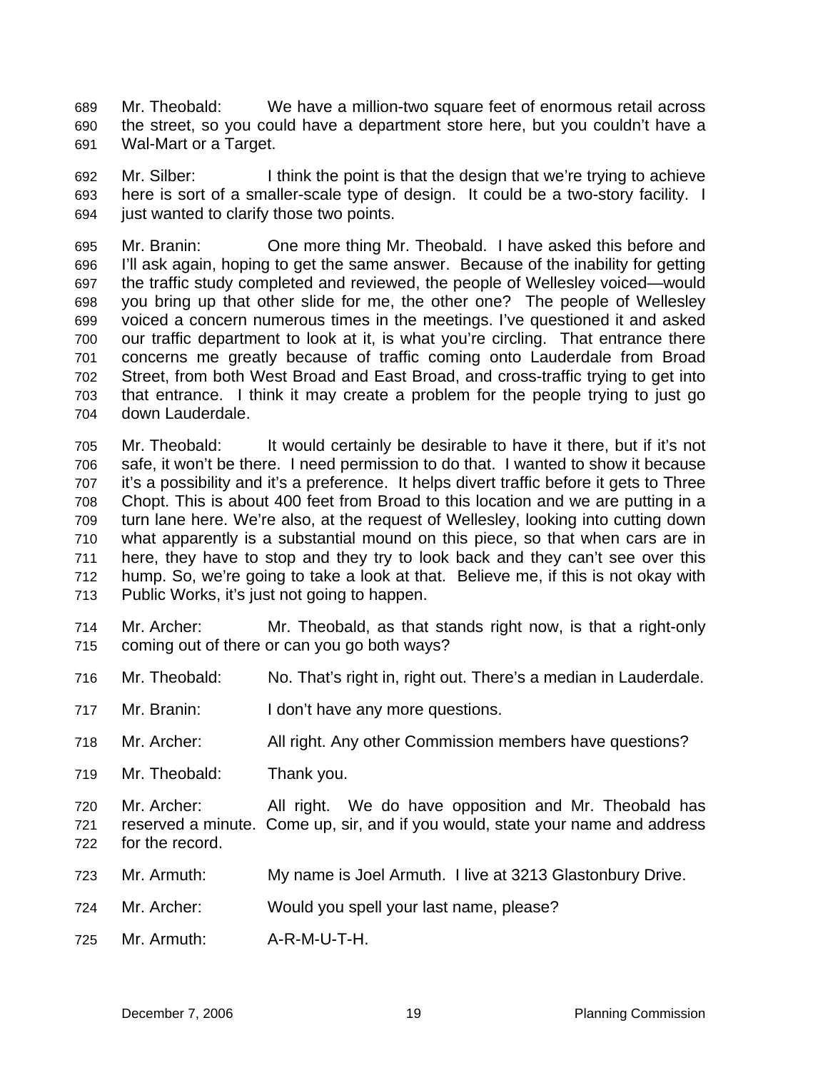Mr. Theobald: We have a million-two square feet of enormous retail across the street, so you could have a department store here, but you couldn't have a Wal-Mart or a Target.

Mr. Silber: I think the point is that the design that we're trying to achieve here is sort of a smaller-scale type of design. It could be a two-story facility. I just wanted to clarify those two points.

Mr. Branin: One more thing Mr. Theobald. I have asked this before and I'll ask again, hoping to get the same answer. Because of the inability for getting the traffic study completed and reviewed, the people of Wellesley voiced—would you bring up that other slide for me, the other one? The people of Wellesley voiced a concern numerous times in the meetings. I've questioned it and asked our traffic department to look at it, is what you're circling. That entrance there concerns me greatly because of traffic coming onto Lauderdale from Broad Street, from both West Broad and East Broad, and cross-traffic trying to get into that entrance. I think it may create a problem for the people trying to just go down Lauderdale.

Mr. Theobald: It would certainly be desirable to have it there, but if it's not safe, it won't be there. I need permission to do that. I wanted to show it because it's a possibility and it's a preference. It helps divert traffic before it gets to Three Chopt. This is about 400 feet from Broad to this location and we are putting in a turn lane here. We're also, at the request of Wellesley, looking into cutting down what apparently is a substantial mound on this piece, so that when cars are in here, they have to stop and they try to look back and they can't see over this hump. So, we're going to take a look at that. Believe me, if this is not okay with Public Works, it's just not going to happen.

Mr. Archer: Mr. Theobald, as that stands right now, is that a right-only coming out of there or can you go both ways?

Mr. Theobald: No. That's right in, right out. There's a median in Lauderdale.

Mr. Branin: I don't have any more questions.

Mr. Archer: All right. Any other Commission members have questions?

Mr. Theobald: Thank you.

Mr. Archer: All right. We do have opposition and Mr. Theobald has reserved a minute. Come up, sir, and if you would, state your name and address for the record.

Mr. Armuth: My name is Joel Armuth. I live at 3213 Glastonbury Drive.

Mr. Archer: Would you spell your last name, please?

Mr. Armuth: A-R-M-U-T-H.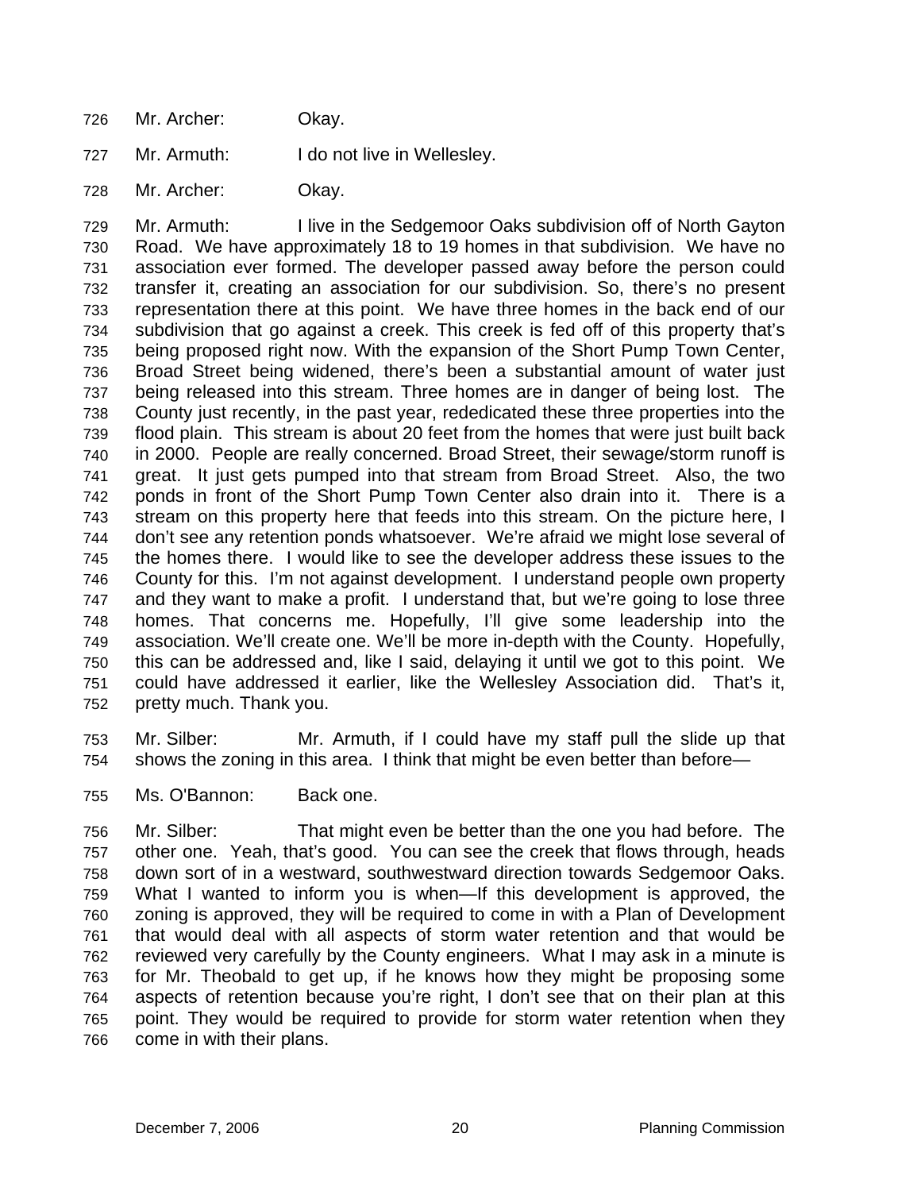726 Mr. Archer: Okay.

727 Mr. Armuth: I do not live in Wellesley.

728 Mr. Archer: Okay.

729 Mr. Armuth: I live in the Sedgemoor Oaks subdivision off of North Gayton
730 Road. We have approximately 18 to 19 homes in that subdivision. We have no
731 association ever formed. The developer passed away before the person could
732 transfer it, creating an association for our subdivision. So, there's no present
733 representation there at this point. We have three homes in the back end of our
734 subdivision that go against a creek. This creek is fed off of this property that's
735 being proposed right now. With the expansion of the Short Pump Town Center,
736 Broad Street being widened, there's been a substantial amount of water just
737 being released into this stream. Three homes are in danger of being lost. The
738 County just recently, in the past year, rededicated these three properties into the
739 flood plain. This stream is about 20 feet from the homes that were just built back
740 in 2000. People are really concerned. Broad Street, their sewage/storm runoff is
741 great. It just gets pumped into that stream from Broad Street. Also, the two
742 ponds in front of the Short Pump Town Center also drain into it. There is a
743 stream on this property here that feeds into this stream. On the picture here, I
744 don't see any retention ponds whatsoever. We're afraid we might lose several of
745 the homes there. I would like to see the developer address these issues to the
746 County for this. I'm not against development. I understand people own property
747 and they want to make a profit. I understand that, but we're going to lose three
748 homes. That concerns me. Hopefully, I'll give some leadership into the
749 association. We'll create one. We'll be more in-depth with the County. Hopefully,
750 this can be addressed and, like I said, delaying it until we got to this point. We
751 could have addressed it earlier, like the Wellesley Association did. That's it,
752 pretty much. Thank you.

753 Mr. Silber: Mr. Armuth, if I could have my staff pull the slide up that
754 shows the zoning in this area. I think that might be even better than before—

755 Ms. O'Bannon: Back one.

756 Mr. Silber: That might even be better than the one you had before. The
757 other one. Yeah, that's good. You can see the creek that flows through, heads
758 down sort of in a westward, southwestward direction towards Sedgemoor Oaks.
759 What I wanted to inform you is when—If this development is approved, the
760 zoning is approved, they will be required to come in with a Plan of Development
761 that would deal with all aspects of storm water retention and that would be
762 reviewed very carefully by the County engineers. What I may ask in a minute is
763 for Mr. Theobald to get up, if he knows how they might be proposing some
764 aspects of retention because you're right, I don't see that on their plan at this
765 point. They would be required to provide for storm water retention when they
766 come in with their plans.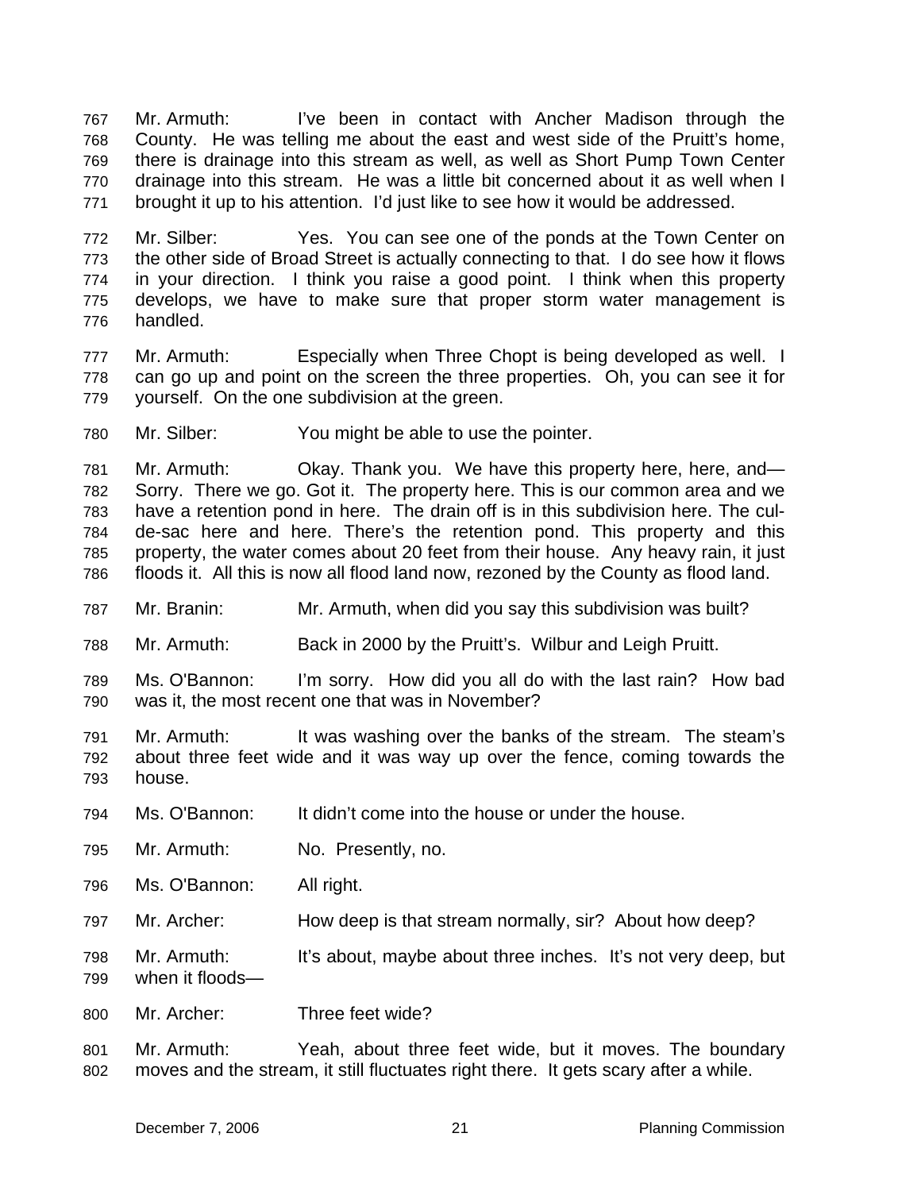767 Mr. Armuth: I've been in contact with Ancher Madison through the
768 County. He was telling me about the east and west side of the Pruitt's home,
769 there is drainage into this stream as well, as well as Short Pump Town Center
770 drainage into this stream. He was a little bit concerned about it as well when I
771 brought it up to his attention. I'd just like to see how it would be addressed.

772 Mr. Silber: Yes. You can see one of the ponds at the Town Center on
773 the other side of Broad Street is actually connecting to that. I do see how it flows
774 in your direction. I think you raise a good point. I think when this property
775 develops, we have to make sure that proper storm water management is
776 handled.

777 Mr. Armuth: Especially when Three Chopt is being developed as well. I
778 can go up and point on the screen the three properties. Oh, you can see it for
779 yourself. On the one subdivision at the green.

780 Mr. Silber: You might be able to use the pointer.

781 Mr. Armuth: Okay. Thank you. We have this property here, here, and—
782 Sorry. There we go. Got it. The property here. This is our common area and we
783 have a retention pond in here. The drain off is in this subdivision here. The cul-
784 de-sac here and here. There's the retention pond. This property and this
785 property, the water comes about 20 feet from their house. Any heavy rain, it just
786 floods it. All this is now all flood land now, rezoned by the County as flood land.

787 Mr. Branin: Mr. Armuth, when did you say this subdivision was built?

788 Mr. Armuth: Back in 2000 by the Pruitt's. Wilbur and Leigh Pruitt.

789 Ms. O'Bannon: I'm sorry. How did you all do with the last rain? How bad
790 was it, the most recent one that was in November?

791 Mr. Armuth: It was washing over the banks of the stream. The steam's
792 about three feet wide and it was way up over the fence, coming towards the
793 house.

794 Ms. O'Bannon: It didn't come into the house or under the house.

795 Mr. Armuth: No. Presently, no.

796 Ms. O'Bannon: All right.

797 Mr. Archer: How deep is that stream normally, sir? About how deep?

798 Mr. Armuth: It's about, maybe about three inches. It's not very deep, but
799 when it floods—

800 Mr. Archer: Three feet wide?

801 Mr. Armuth: Yeah, about three feet wide, but it moves. The boundary
802 moves and the stream, it still fluctuates right there. It gets scary after a while.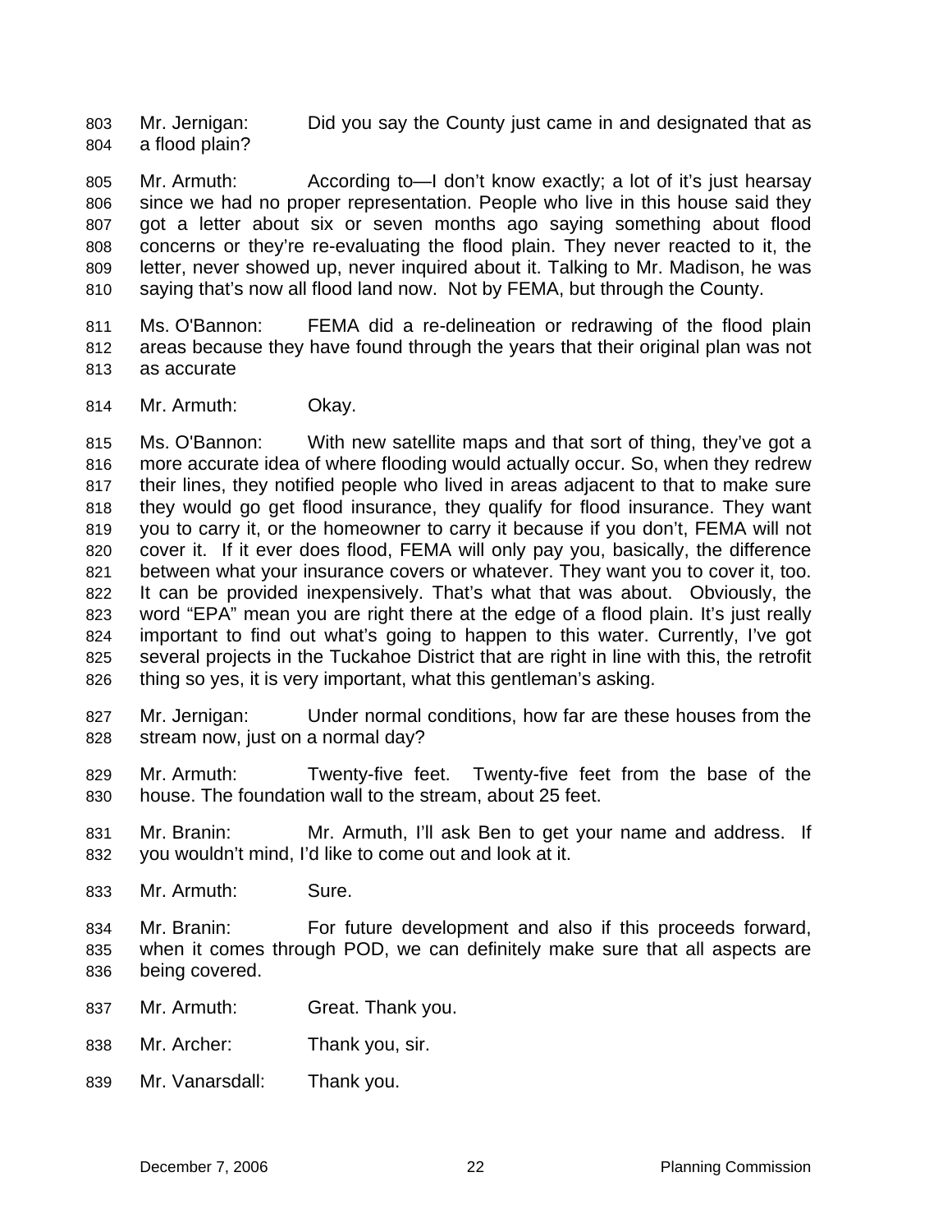803 Mr. Jernigan: Did you say the County just came in and designated that as
804 a flood plain?

805 Mr. Armuth: According to—I don't know exactly; a lot of it's just hearsay
806 since we had no proper representation. People who live in this house said they
807 got a letter about six or seven months ago saying something about flood
808 concerns or they're re-evaluating the flood plain. They never reacted to it, the
809 letter, never showed up, never inquired about it. Talking to Mr. Madison, he was
810 saying that's now all flood land now. Not by FEMA, but through the County.

811 Ms. O'Bannon: FEMA did a re-delineation or redrawing of the flood plain
812 areas because they have found through the years that their original plan was not
813 as accurate

814 Mr. Armuth: Okay.

815 Ms. O'Bannon: With new satellite maps and that sort of thing, they've got a
816 more accurate idea of where flooding would actually occur. So, when they redrew
817 their lines, they notified people who lived in areas adjacent to that to make sure
818 they would go get flood insurance, they qualify for flood insurance. They want
819 you to carry it, or the homeowner to carry it because if you don't, FEMA will not
820 cover it. If it ever does flood, FEMA will only pay you, basically, the difference
821 between what your insurance covers or whatever. They want you to cover it, too.
822 It can be provided inexpensively. That's what that was about. Obviously, the
823 word "EPA" mean you are right there at the edge of a flood plain. It's just really
824 important to find out what's going to happen to this water. Currently, I've got
825 several projects in the Tuckahoe District that are right in line with this, the retrofit
826 thing so yes, it is very important, what this gentleman's asking.

827 Mr. Jernigan: Under normal conditions, how far are these houses from the
828 stream now, just on a normal day?

829 Mr. Armuth: Twenty-five feet. Twenty-five feet from the base of the
830 house. The foundation wall to the stream, about 25 feet.

831 Mr. Branin: Mr. Armuth, I'll ask Ben to get your name and address. If
832 you wouldn't mind, I'd like to come out and look at it.

833 Mr. Armuth: Sure.

834 Mr. Branin: For future development and also if this proceeds forward,
835 when it comes through POD, we can definitely make sure that all aspects are
836 being covered.

837 Mr. Armuth: Great. Thank you.

838 Mr. Archer: Thank you, sir.

839 Mr. Vanarsdall: Thank you.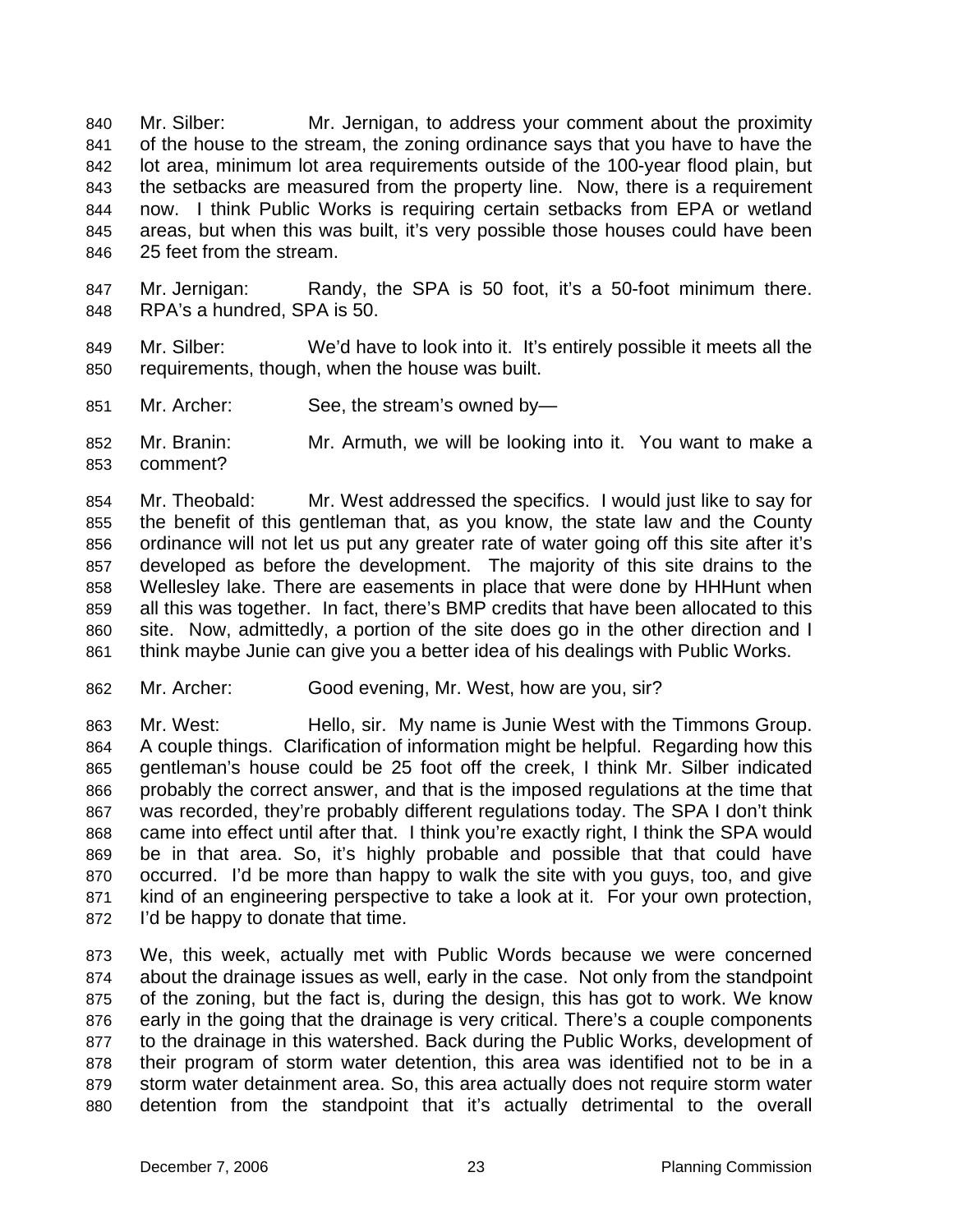840 Mr. Silber: Mr. Jernigan, to address your comment about the proximity 841 of the house to the stream, the zoning ordinance says that you have to have the 842 lot area, minimum lot area requirements outside of the 100-year flood plain, but 843 the setbacks are measured from the property line. Now, there is a requirement 844 now. I think Public Works is requiring certain setbacks from EPA or wetland 845 areas, but when this was built, it's very possible those houses could have been 846 25 feet from the stream.

847 Mr. Jernigan: Randy, the SPA is 50 foot, it's a 50-foot minimum there. 848 RPA's a hundred, SPA is 50.

849 Mr. Silber: We'd have to look into it. It's entirely possible it meets all the 850 requirements, though, when the house was built.

851 Mr. Archer: See, the stream's owned by—

852 Mr. Branin: Mr. Armuth, we will be looking into it. You want to make a 853 comment?

854 Mr. Theobald: Mr. West addressed the specifics. I would just like to say for 855 the benefit of this gentleman that, as you know, the state law and the County 856 ordinance will not let us put any greater rate of water going off this site after it's 857 developed as before the development. The majority of this site drains to the 858 Wellesley lake. There are easements in place that were done by HHHunt when 859 all this was together. In fact, there's BMP credits that have been allocated to this 860 site. Now, admittedly, a portion of the site does go in the other direction and I 861 think maybe Junie can give you a better idea of his dealings with Public Works.

862 Mr. Archer: Good evening, Mr. West, how are you, sir?

863 Mr. West: Hello, sir. My name is Junie West with the Timmons Group. 864 A couple things. Clarification of information might be helpful. Regarding how this 865 gentleman's house could be 25 foot off the creek, I think Mr. Silber indicated 866 probably the correct answer, and that is the imposed regulations at the time that 867 was recorded, they're probably different regulations today. The SPA I don't think 868 came into effect until after that. I think you're exactly right, I think the SPA would 869 be in that area. So, it's highly probable and possible that that could have 870 occurred. I'd be more than happy to walk the site with you guys, too, and give 871 kind of an engineering perspective to take a look at it. For your own protection, 872 I'd be happy to donate that time.

873 We, this week, actually met with Public Words because we were concerned 874 about the drainage issues as well, early in the case. Not only from the standpoint 875 of the zoning, but the fact is, during the design, this has got to work. We know 876 early in the going that the drainage is very critical. There's a couple components 877 to the drainage in this watershed. Back during the Public Works, development of 878 their program of storm water detention, this area was identified not to be in a 879 storm water detainment area. So, this area actually does not require storm water 880 detention from the standpoint that it's actually detrimental to the overall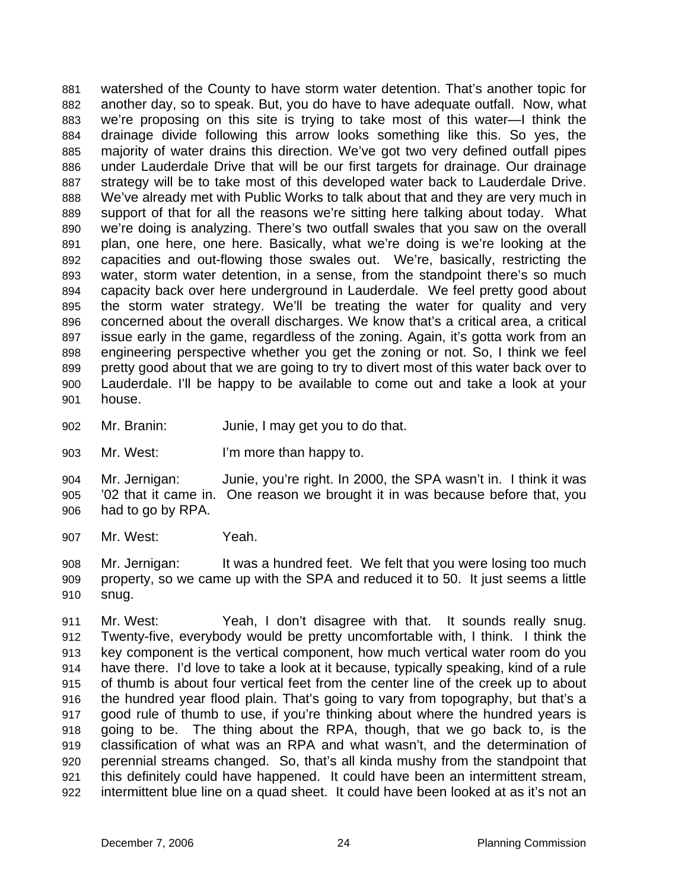881 watershed of the County to have storm water detention. That's another topic for
882 another day, so to speak. But, you do have to have adequate outfall. Now, what
883 we're proposing on this site is trying to take most of this water—I think the
884 drainage divide following this arrow looks something like this. So yes, the
885 majority of water drains this direction. We've got two very defined outfall pipes
886 under Lauderdale Drive that will be our first targets for drainage. Our drainage
887 strategy will be to take most of this developed water back to Lauderdale Drive.
888 We've already met with Public Works to talk about that and they are very much in
889 support of that for all the reasons we're sitting here talking about today. What
890 we're doing is analyzing. There's two outfall swales that you saw on the overall
891 plan, one here, one here. Basically, what we're doing is we're looking at the
892 capacities and out-flowing those swales out. We're, basically, restricting the
893 water, storm water detention, in a sense, from the standpoint there's so much
894 capacity back over here underground in Lauderdale. We feel pretty good about
895 the storm water strategy. We'll be treating the water for quality and very
896 concerned about the overall discharges. We know that's a critical area, a critical
897 issue early in the game, regardless of the zoning. Again, it's gotta work from an
898 engineering perspective whether you get the zoning or not. So, I think we feel
899 pretty good about that we are going to try to divert most of this water back over to
900 Lauderdale. I'll be happy to be available to come out and take a look at your
901 house.

902 Mr. Branin: Junie, I may get you to do that.

903 Mr. West: I'm more than happy to.

904 Mr. Jernigan: Junie, you're right. In 2000, the SPA wasn't in. I think it was
905 '02 that it came in. One reason we brought it in was because before that, you
906 had to go by RPA.

907 Mr. West: Yeah.

908 Mr. Jernigan: It was a hundred feet. We felt that you were losing too much
909 property, so we came up with the SPA and reduced it to 50. It just seems a little
910 snug.

911 Mr. West: Yeah, I don't disagree with that. It sounds really snug.
912 Twenty-five, everybody would be pretty uncomfortable with, I think. I think the
913 key component is the vertical component, how much vertical water room do you
914 have there. I'd love to take a look at it because, typically speaking, kind of a rule
915 of thumb is about four vertical feet from the center line of the creek up to about
916 the hundred year flood plain. That's going to vary from topography, but that's a
917 good rule of thumb to use, if you're thinking about where the hundred years is
918 going to be. The thing about the RPA, though, that we go back to, is the
919 classification of what was an RPA and what wasn't, and the determination of
920 perennial streams changed. So, that's all kinda mushy from the standpoint that
921 this definitely could have happened. It could have been an intermittent stream,
922 intermittent blue line on a quad sheet. It could have been looked at as it's not an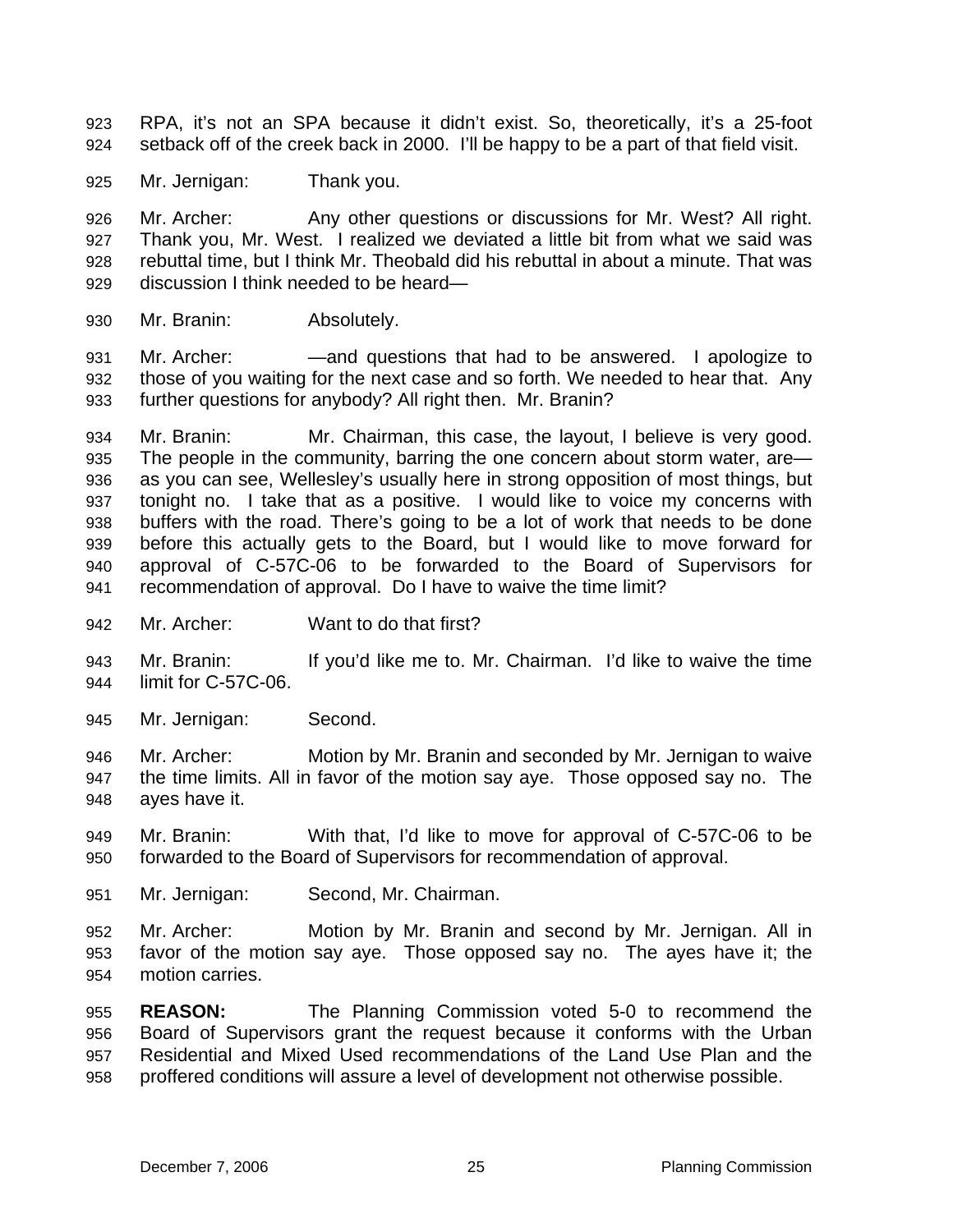RPA, it's not an SPA because it didn't exist. So, theoretically, it's a 25-foot setback off of the creek back in 2000. I'll be happy to be a part of that field visit.

Mr. Jernigan: Thank you.

Mr. Archer: Any other questions or discussions for Mr. West? All right. Thank you, Mr. West. I realized we deviated a little bit from what we said was rebuttal time, but I think Mr. Theobald did his rebuttal in about a minute. That was discussion I think needed to be heard—

Mr. Branin: Absolutely.

Mr. Archer: —and questions that had to be answered. I apologize to those of you waiting for the next case and so forth. We needed to hear that. Any further questions for anybody? All right then. Mr. Branin?

Mr. Branin: Mr. Chairman, this case, the layout, I believe is very good. The people in the community, barring the one concern about storm water, are—as you can see, Wellesley's usually here in strong opposition of most things, but tonight no. I take that as a positive. I would like to voice my concerns with buffers with the road. There's going to be a lot of work that needs to be done before this actually gets to the Board, but I would like to move forward for approval of C-57C-06 to be forwarded to the Board of Supervisors for recommendation of approval. Do I have to waive the time limit?

Mr. Archer: Want to do that first?

Mr. Branin: If you'd like me to. Mr. Chairman. I'd like to waive the time limit for C-57C-06.

Mr. Jernigan: Second.

Mr. Archer: Motion by Mr. Branin and seconded by Mr. Jernigan to waive the time limits. All in favor of the motion say aye. Those opposed say no. The ayes have it.

Mr. Branin: With that, I'd like to move for approval of C-57C-06 to be forwarded to the Board of Supervisors for recommendation of approval.

Mr. Jernigan: Second, Mr. Chairman.

Mr. Archer: Motion by Mr. Branin and second by Mr. Jernigan. All in favor of the motion say aye. Those opposed say no. The ayes have it; the motion carries.

**REASON:** The Planning Commission voted 5-0 to recommend the Board of Supervisors grant the request because it conforms with the Urban Residential and Mixed Used recommendations of the Land Use Plan and the proffered conditions will assure a level of development not otherwise possible.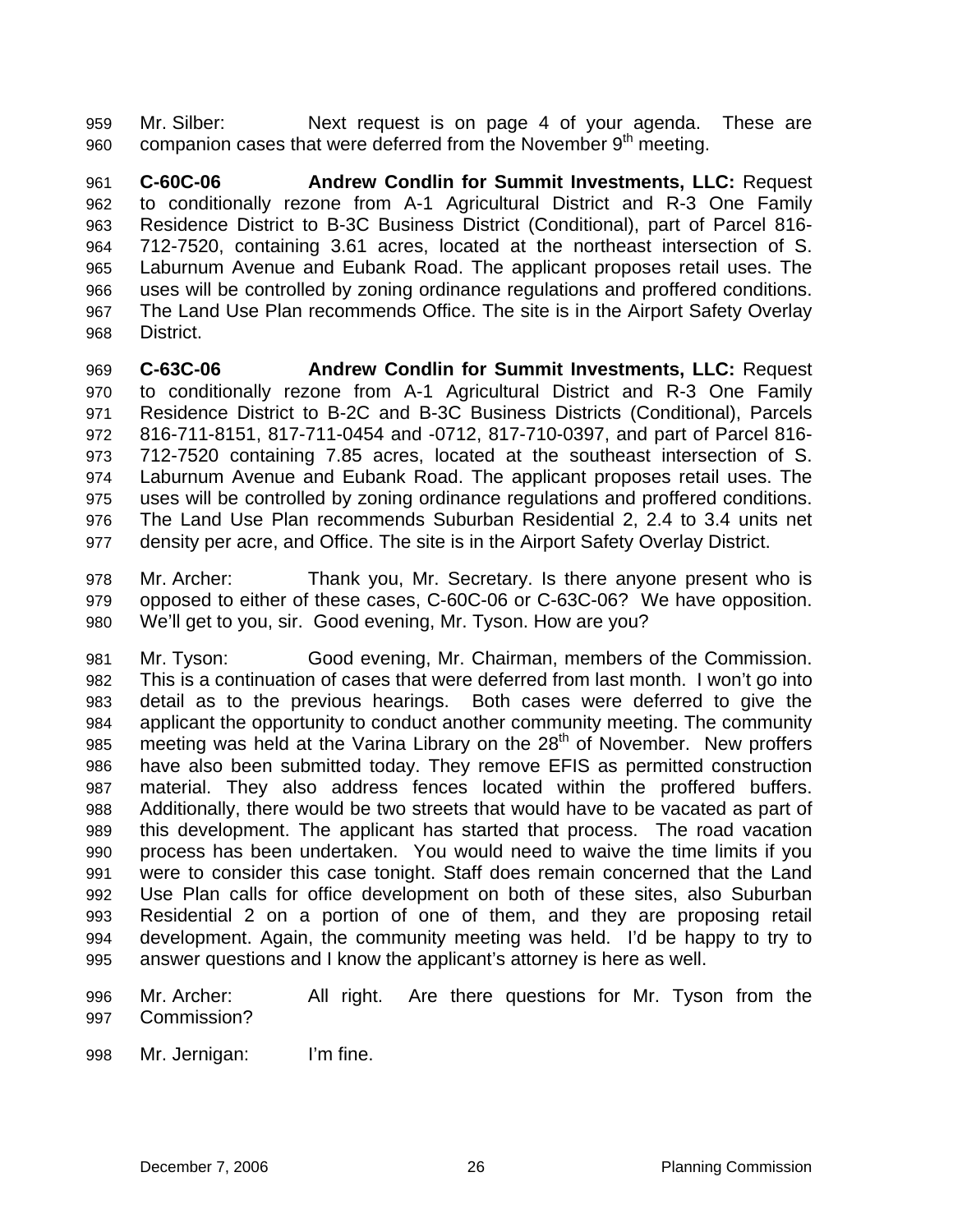Mr. Silber: Next request is on page 4 of your agenda. These are companion cases that were deferred from the November 9th meeting.

**C-60C-06 Andrew Condlin for Summit Investments, LLC:** Request to conditionally rezone from A-1 Agricultural District and R-3 One Family Residence District to B-3C Business District (Conditional), part of Parcel 816-712-7520, containing 3.61 acres, located at the northeast intersection of S. Laburnum Avenue and Eubank Road. The applicant proposes retail uses. The uses will be controlled by zoning ordinance regulations and proffered conditions. The Land Use Plan recommends Office. The site is in the Airport Safety Overlay District.

**C-63C-06 Andrew Condlin for Summit Investments, LLC:** Request to conditionally rezone from A-1 Agricultural District and R-3 One Family Residence District to B-2C and B-3C Business Districts (Conditional), Parcels 816-711-8151, 817-711-0454 and -0712, 817-710-0397, and part of Parcel 816-712-7520 containing 7.85 acres, located at the southeast intersection of S. Laburnum Avenue and Eubank Road. The applicant proposes retail uses. The uses will be controlled by zoning ordinance regulations and proffered conditions. The Land Use Plan recommends Suburban Residential 2, 2.4 to 3.4 units net density per acre, and Office. The site is in the Airport Safety Overlay District.

Mr. Archer: Thank you, Mr. Secretary. Is there anyone present who is opposed to either of these cases, C-60C-06 or C-63C-06? We have opposition. We'll get to you, sir. Good evening, Mr. Tyson. How are you?

Mr. Tyson: Good evening, Mr. Chairman, members of the Commission. This is a continuation of cases that were deferred from last month. I won't go into detail as to the previous hearings. Both cases were deferred to give the applicant the opportunity to conduct another community meeting. The community meeting was held at the Varina Library on the 28th of November. New proffers have also been submitted today. They remove EFIS as permitted construction material. They also address fences located within the proffered buffers. Additionally, there would be two streets that would have to be vacated as part of this development. The applicant has started that process. The road vacation process has been undertaken. You would need to waive the time limits if you were to consider this case tonight. Staff does remain concerned that the Land Use Plan calls for office development on both of these sites, also Suburban Residential 2 on a portion of one of them, and they are proposing retail development. Again, the community meeting was held. I'd be happy to try to answer questions and I know the applicant's attorney is here as well.

Mr. Archer: All right. Are there questions for Mr. Tyson from the Commission?

Mr. Jernigan: I'm fine.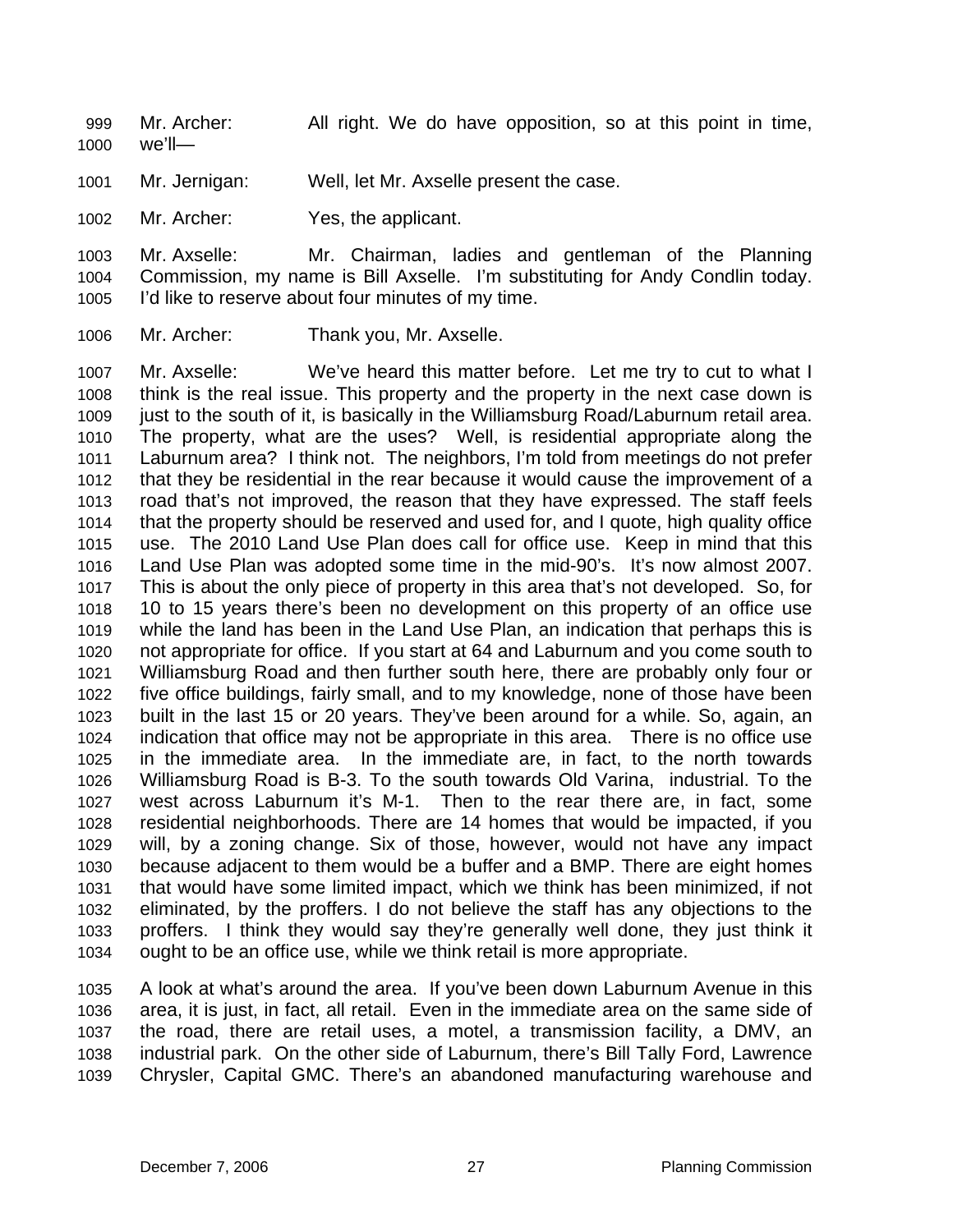999 Mr. Archer: All right. We do have opposition, so at this point in time,
1000 we'll—

1001 Mr. Jernigan: Well, let Mr. Axselle present the case.

1002 Mr. Archer: Yes, the applicant.

1003 Mr. Axselle: Mr. Chairman, ladies and gentleman of the Planning
1004 Commission, my name is Bill Axselle. I'm substituting for Andy Condlin today.
1005 I'd like to reserve about four minutes of my time.

1006 Mr. Archer: Thank you, Mr. Axselle.

1007 Mr. Axselle: We've heard this matter before. Let me try to cut to what I
1008 think is the real issue. This property and the property in the next case down is
1009 just to the south of it, is basically in the Williamsburg Road/Laburnum retail area.
1010 The property, what are the uses? Well, is residential appropriate along the
1011 Laburnum area? I think not. The neighbors, I'm told from meetings do not prefer
1012 that they be residential in the rear because it would cause the improvement of a
1013 road that's not improved, the reason that they have expressed. The staff feels
1014 that the property should be reserved and used for, and I quote, high quality office
1015 use. The 2010 Land Use Plan does call for office use. Keep in mind that this
1016 Land Use Plan was adopted some time in the mid-90's. It's now almost 2007.
1017 This is about the only piece of property in this area that's not developed. So, for
1018 10 to 15 years there's been no development on this property of an office use
1019 while the land has been in the Land Use Plan, an indication that perhaps this is
1020 not appropriate for office. If you start at 64 and Laburnum and you come south to
1021 Williamsburg Road and then further south here, there are probably only four or
1022 five office buildings, fairly small, and to my knowledge, none of those have been
1023 built in the last 15 or 20 years. They've been around for a while. So, again, an
1024 indication that office may not be appropriate in this area. There is no office use
1025 in the immediate area. In the immediate are, in fact, to the north towards
1026 Williamsburg Road is B-3. To the south towards Old Varina, industrial. To the
1027 west across Laburnum it's M-1. Then to the rear there are, in fact, some
1028 residential neighborhoods. There are 14 homes that would be impacted, if you
1029 will, by a zoning change. Six of those, however, would not have any impact
1030 because adjacent to them would be a buffer and a BMP. There are eight homes
1031 that would have some limited impact, which we think has been minimized, if not
1032 eliminated, by the proffers. I do not believe the staff has any objections to the
1033 proffers. I think they would say they're generally well done, they just think it
1034 ought to be an office use, while we think retail is more appropriate.

1035 A look at what's around the area. If you've been down Laburnum Avenue in this
1036 area, it is just, in fact, all retail. Even in the immediate area on the same side of
1037 the road, there are retail uses, a motel, a transmission facility, a DMV, an
1038 industrial park. On the other side of Laburnum, there's Bill Tally Ford, Lawrence
1039 Chrysler, Capital GMC. There's an abandoned manufacturing warehouse and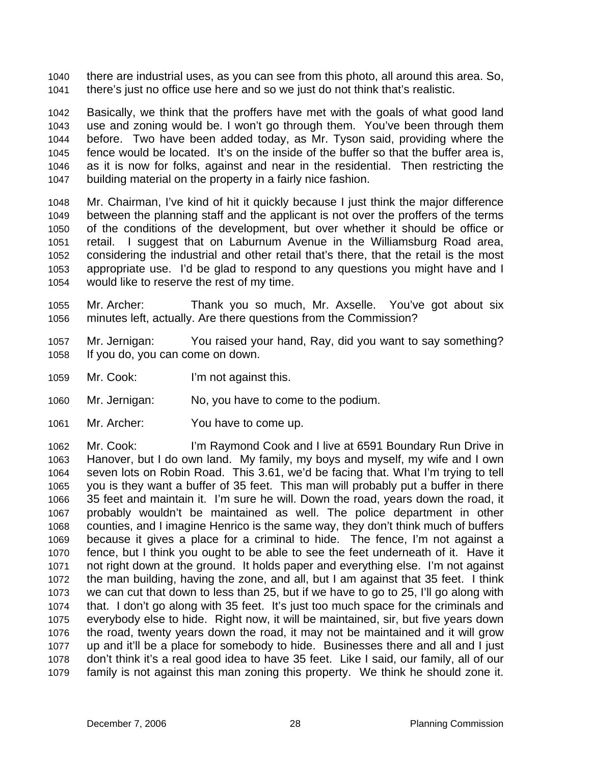1040 there are industrial uses, as you can see from this photo, all around this area. So, 1041 there's just no office use here and so we just do not think that's realistic.

1042 Basically, we think that the proffers have met with the goals of what good land 1043 use and zoning would be. I won't go through them. You've been through them 1044 before. Two have been added today, as Mr. Tyson said, providing where the 1045 fence would be located. It's on the inside of the buffer so that the buffer area is, 1046 as it is now for folks, against and near in the residential. Then restricting the 1047 building material on the property in a fairly nice fashion.

1048 Mr. Chairman, I've kind of hit it quickly because I just think the major difference 1049 between the planning staff and the applicant is not over the proffers of the terms 1050 of the conditions of the development, but over whether it should be office or 1051 retail. I suggest that on Laburnum Avenue in the Williamsburg Road area, 1052 considering the industrial and other retail that's there, that the retail is the most 1053 appropriate use. I'd be glad to respond to any questions you might have and I 1054 would like to reserve the rest of my time.

1055 Mr. Archer: Thank you so much, Mr. Axselle. You've got about six 1056 minutes left, actually. Are there questions from the Commission?

1057 Mr. Jernigan: You raised your hand, Ray, did you want to say something? 1058 If you do, you can come on down.

1059 Mr. Cook: I'm not against this.

1060 Mr. Jernigan: No, you have to come to the podium.

1061 Mr. Archer: You have to come up.

1062 Mr. Cook: I'm Raymond Cook and I live at 6591 Boundary Run Drive in 1063 Hanover, but I do own land. My family, my boys and myself, my wife and I own 1064 seven lots on Robin Road. This 3.61, we'd be facing that. What I'm trying to tell 1065 you is they want a buffer of 35 feet. This man will probably put a buffer in there 1066 35 feet and maintain it. I'm sure he will. Down the road, years down the road, it 1067 probably wouldn't be maintained as well. The police department in other 1068 counties, and I imagine Henrico is the same way, they don't think much of buffers 1069 because it gives a place for a criminal to hide. The fence, I'm not against a 1070 fence, but I think you ought to be able to see the feet underneath of it. Have it 1071 not right down at the ground. It holds paper and everything else. I'm not against 1072 the man building, having the zone, and all, but I am against that 35 feet. I think 1073 we can cut that down to less than 25, but if we have to go to 25, I'll go along with 1074 that. I don't go along with 35 feet. It's just too much space for the criminals and 1075 everybody else to hide. Right now, it will be maintained, sir, but five years down 1076 the road, twenty years down the road, it may not be maintained and it will grow 1077 up and it'll be a place for somebody to hide. Businesses there and all and I just 1078 don't think it's a real good idea to have 35 feet. Like I said, our family, all of our 1079 family is not against this man zoning this property. We think he should zone it.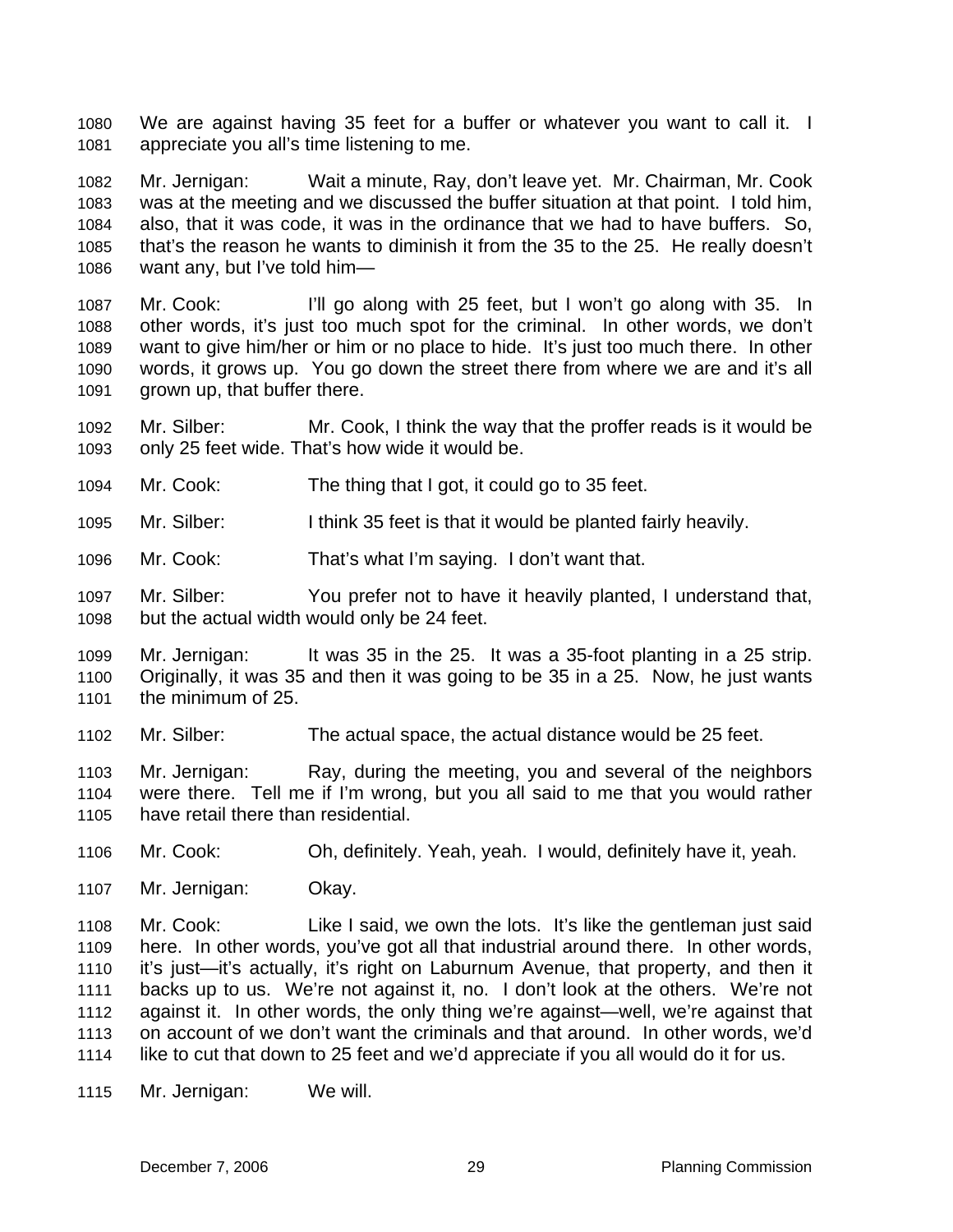We are against having 35 feet for a buffer or whatever you want to call it. I appreciate you all's time listening to me.

Mr. Jernigan: Wait a minute, Ray, don't leave yet. Mr. Chairman, Mr. Cook was at the meeting and we discussed the buffer situation at that point. I told him, also, that it was code, it was in the ordinance that we had to have buffers. So, that's the reason he wants to diminish it from the 35 to the 25. He really doesn't want any, but I've told him—

Mr. Cook: I'll go along with 25 feet, but I won't go along with 35. In other words, it's just too much spot for the criminal. In other words, we don't want to give him/her or him or no place to hide. It's just too much there. In other words, it grows up. You go down the street there from where we are and it's all grown up, that buffer there.

Mr. Silber: Mr. Cook, I think the way that the proffer reads is it would be only 25 feet wide. That's how wide it would be.

Mr. Cook: The thing that I got, it could go to 35 feet.

Mr. Silber: I think 35 feet is that it would be planted fairly heavily.

Mr. Cook: That's what I'm saying. I don't want that.

Mr. Silber: You prefer not to have it heavily planted, I understand that, but the actual width would only be 24 feet.

Mr. Jernigan: It was 35 in the 25. It was a 35-foot planting in a 25 strip. Originally, it was 35 and then it was going to be 35 in a 25. Now, he just wants the minimum of 25.

Mr. Silber: The actual space, the actual distance would be 25 feet.

Mr. Jernigan: Ray, during the meeting, you and several of the neighbors were there. Tell me if I'm wrong, but you all said to me that you would rather have retail there than residential.

Mr. Cook: Oh, definitely. Yeah, yeah. I would, definitely have it, yeah.

Mr. Jernigan: Okay.

Mr. Cook: Like I said, we own the lots. It's like the gentleman just said here. In other words, you've got all that industrial around there. In other words, it's just—it's actually, it's right on Laburnum Avenue, that property, and then it backs up to us. We're not against it, no. I don't look at the others. We're not against it. In other words, the only thing we're against—well, we're against that on account of we don't want the criminals and that around. In other words, we'd like to cut that down to 25 feet and we'd appreciate if you all would do it for us.

Mr. Jernigan: We will.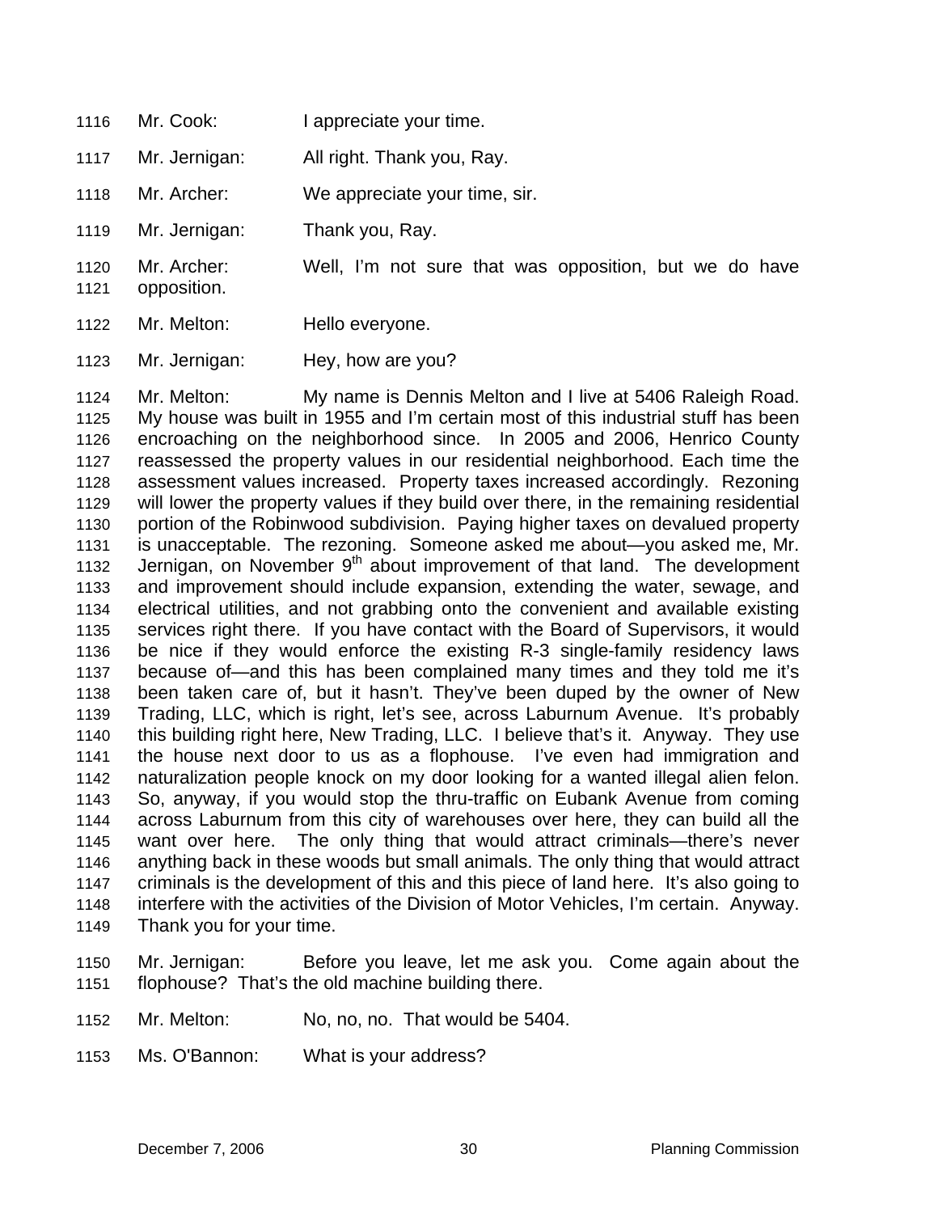1116 Mr. Cook: I appreciate your time.

1117 Mr. Jernigan: All right. Thank you, Ray.

1118 Mr. Archer: We appreciate your time, sir.

1119 Mr. Jernigan: Thank you, Ray.

1120 Mr. Archer: Well, I'm not sure that was opposition, but we do have
1121 opposition.

1122 Mr. Melton: Hello everyone.

1123 Mr. Jernigan: Hey, how are you?

1124 Mr. Melton: My name is Dennis Melton and I live at 5406 Raleigh Road.
1125 My house was built in 1955 and I'm certain most of this industrial stuff has been
1126 encroaching on the neighborhood since. In 2005 and 2006, Henrico County
1127 reassessed the property values in our residential neighborhood. Each time the
1128 assessment values increased. Property taxes increased accordingly. Rezoning
1129 will lower the property values if they build over there, in the remaining residential
1130 portion of the Robinwood subdivision. Paying higher taxes on devalued property
1131 is unacceptable. The rezoning. Someone asked me about—you asked me, Mr.
1132 Jernigan, on November 9th about improvement of that land. The development
1133 and improvement should include expansion, extending the water, sewage, and
1134 electrical utilities, and not grabbing onto the convenient and available existing
1135 services right there. If you have contact with the Board of Supervisors, it would
1136 be nice if they would enforce the existing R-3 single-family residency laws
1137 because of—and this has been complained many times and they told me it's
1138 been taken care of, but it hasn't. They've been duped by the owner of New
1139 Trading, LLC, which is right, let's see, across Laburnum Avenue. It's probably
1140 this building right here, New Trading, LLC. I believe that's it. Anyway. They use
1141 the house next door to us as a flophouse. I've even had immigration and
1142 naturalization people knock on my door looking for a wanted illegal alien felon.
1143 So, anyway, if you would stop the thru-traffic on Eubank Avenue from coming
1144 across Laburnum from this city of warehouses over here, they can build all the
1145 want over here. The only thing that would attract criminals—there's never
1146 anything back in these woods but small animals. The only thing that would attract
1147 criminals is the development of this and this piece of land here. It's also going to
1148 interfere with the activities of the Division of Motor Vehicles, I'm certain. Anyway.
1149 Thank you for your time.

1150 Mr. Jernigan: Before you leave, let me ask you. Come again about the
1151 flophouse? That's the old machine building there.

1152 Mr. Melton: No, no, no. That would be 5404.

1153 Ms. O'Bannon: What is your address?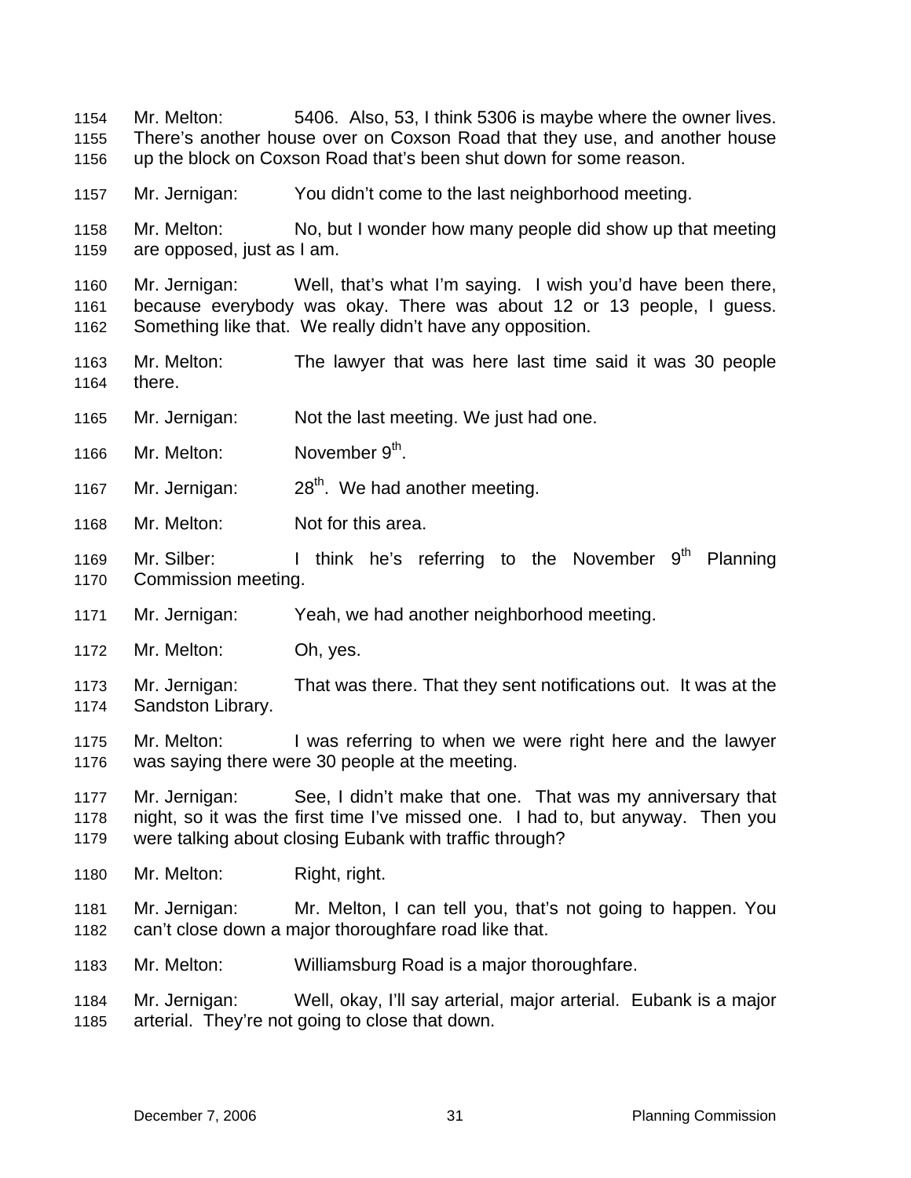1154 Mr. Melton: 5406. Also, 53, I think 5306 is maybe where the owner lives.
1155 There's another house over on Coxson Road that they use, and another house
1156 up the block on Coxson Road that's been shut down for some reason.

1157 Mr. Jernigan: You didn't come to the last neighborhood meeting.

1158 Mr. Melton: No, but I wonder how many people did show up that meeting
1159 are opposed, just as I am.

1160 Mr. Jernigan: Well, that's what I'm saying. I wish you'd have been there,
1161 because everybody was okay. There was about 12 or 13 people, I guess.
1162 Something like that. We really didn't have any opposition.

1163 Mr. Melton: The lawyer that was here last time said it was 30 people
1164 there.

1165 Mr. Jernigan: Not the last meeting. We just had one.

1166 Mr. Melton: November 9th.

1167 Mr. Jernigan: 28th. We had another meeting.

1168 Mr. Melton: Not for this area.

1169 Mr. Silber: I think he's referring to the November 9th Planning
1170 Commission meeting.

1171 Mr. Jernigan: Yeah, we had another neighborhood meeting.

1172 Mr. Melton: Oh, yes.

1173 Mr. Jernigan: That was there. That they sent notifications out. It was at the
1174 Sandston Library.

1175 Mr. Melton: I was referring to when we were right here and the lawyer
1176 was saying there were 30 people at the meeting.

1177 Mr. Jernigan: See, I didn't make that one. That was my anniversary that
1178 night, so it was the first time I've missed one. I had to, but anyway. Then you
1179 were talking about closing Eubank with traffic through?

1180 Mr. Melton: Right, right.

1181 Mr. Jernigan: Mr. Melton, I can tell you, that's not going to happen. You
1182 can't close down a major thoroughfare road like that.

1183 Mr. Melton: Williamsburg Road is a major thoroughfare.

1184 Mr. Jernigan: Well, okay, I'll say arterial, major arterial. Eubank is a major
1185 arterial. They're not going to close that down.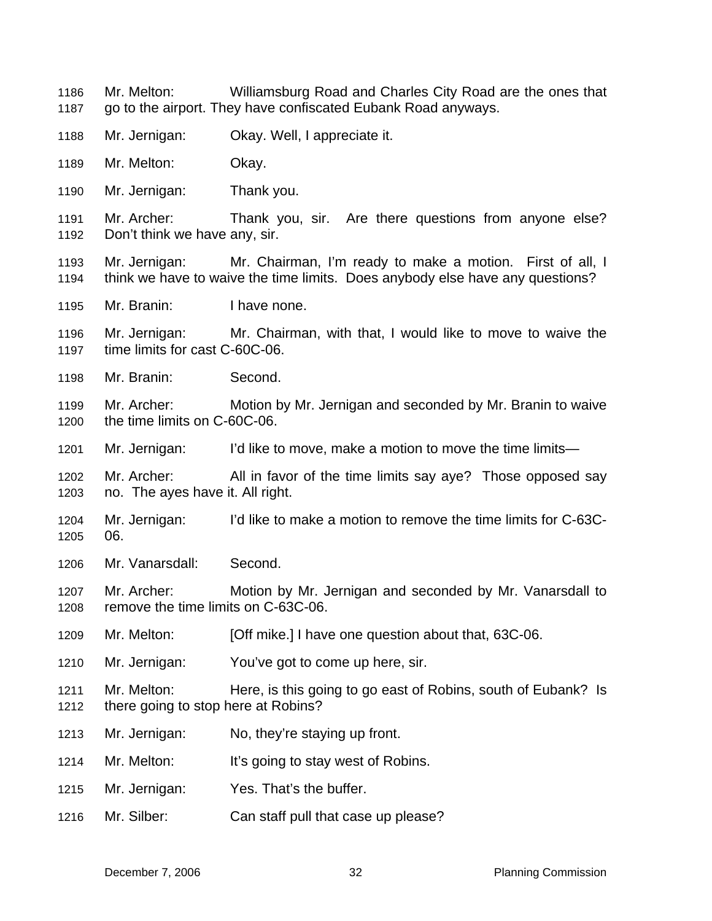1186 Mr. Melton: Williamsburg Road and Charles City Road are the ones that
1187 go to the airport. They have confiscated Eubank Road anyways.

1188 Mr. Jernigan: Okay. Well, I appreciate it.

1189 Mr. Melton: Okay.

1190 Mr. Jernigan: Thank you.

1191 Mr. Archer: Thank you, sir. Are there questions from anyone else?
1192 Don't think we have any, sir.

1193 Mr. Jernigan: Mr. Chairman, I'm ready to make a motion. First of all, I
1194 think we have to waive the time limits. Does anybody else have any questions?

1195 Mr. Branin: I have none.

1196 Mr. Jernigan: Mr. Chairman, with that, I would like to move to waive the
1197 time limits for cast C-60C-06.

1198 Mr. Branin: Second.

1199 Mr. Archer: Motion by Mr. Jernigan and seconded by Mr. Branin to waive
1200 the time limits on C-60C-06.

1201 Mr. Jernigan: I'd like to move, make a motion to move the time limits—

1202 Mr. Archer: All in favor of the time limits say aye? Those opposed say
1203 no. The ayes have it. All right.

1204 Mr. Jernigan: I'd like to make a motion to remove the time limits for C-63C-
1205 06.

1206 Mr. Vanarsdall: Second.

1207 Mr. Archer: Motion by Mr. Jernigan and seconded by Mr. Vanarsdall to
1208 remove the time limits on C-63C-06.

1209 Mr. Melton: [Off mike.] I have one question about that, 63C-06.

1210 Mr. Jernigan: You've got to come up here, sir.

1211 Mr. Melton: Here, is this going to go east of Robins, south of Eubank? Is
1212 there going to stop here at Robins?

1213 Mr. Jernigan: No, they're staying up front.

1214 Mr. Melton: It's going to stay west of Robins.

1215 Mr. Jernigan: Yes. That's the buffer.

1216 Mr. Silber: Can staff pull that case up please?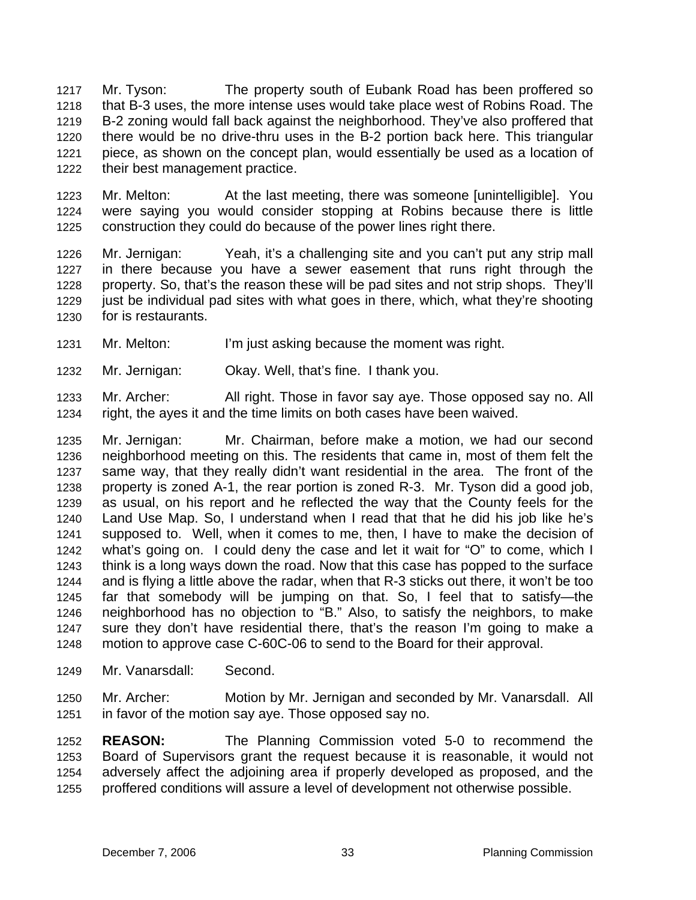Mr. Tyson: The property south of Eubank Road has been proffered so that B-3 uses, the more intense uses would take place west of Robins Road. The B-2 zoning would fall back against the neighborhood. They've also proffered that there would be no drive-thru uses in the B-2 portion back here. This triangular piece, as shown on the concept plan, would essentially be used as a location of their best management practice.

Mr. Melton: At the last meeting, there was someone [unintelligible]. You were saying you would consider stopping at Robins because there is little construction they could do because of the power lines right there.

Mr. Jernigan: Yeah, it's a challenging site and you can't put any strip mall in there because you have a sewer easement that runs right through the property. So, that's the reason these will be pad sites and not strip shops. They'll just be individual pad sites with what goes in there, which, what they're shooting for is restaurants.

Mr. Melton: I'm just asking because the moment was right.

Mr. Jernigan: Okay. Well, that's fine. I thank you.

Mr. Archer: All right. Those in favor say aye. Those opposed say no. All right, the ayes it and the time limits on both cases have been waived.

Mr. Jernigan: Mr. Chairman, before make a motion, we had our second neighborhood meeting on this. The residents that came in, most of them felt the same way, that they really didn't want residential in the area. The front of the property is zoned A-1, the rear portion is zoned R-3. Mr. Tyson did a good job, as usual, on his report and he reflected the way that the County feels for the Land Use Map. So, I understand when I read that that he did his job like he's supposed to. Well, when it comes to me, then, I have to make the decision of what's going on. I could deny the case and let it wait for "O" to come, which I think is a long ways down the road. Now that this case has popped to the surface and is flying a little above the radar, when that R-3 sticks out there, it won't be too far that somebody will be jumping on that. So, I feel that to satisfy—the neighborhood has no objection to "B." Also, to satisfy the neighbors, to make sure they don't have residential there, that's the reason I'm going to make a motion to approve case C-60C-06 to send to the Board for their approval.

Mr. Vanarsdall: Second.

Mr. Archer: Motion by Mr. Jernigan and seconded by Mr. Vanarsdall. All in favor of the motion say aye. Those opposed say no.

**REASON:** The Planning Commission voted 5-0 to recommend the Board of Supervisors grant the request because it is reasonable, it would not adversely affect the adjoining area if properly developed as proposed, and the proffered conditions will assure a level of development not otherwise possible.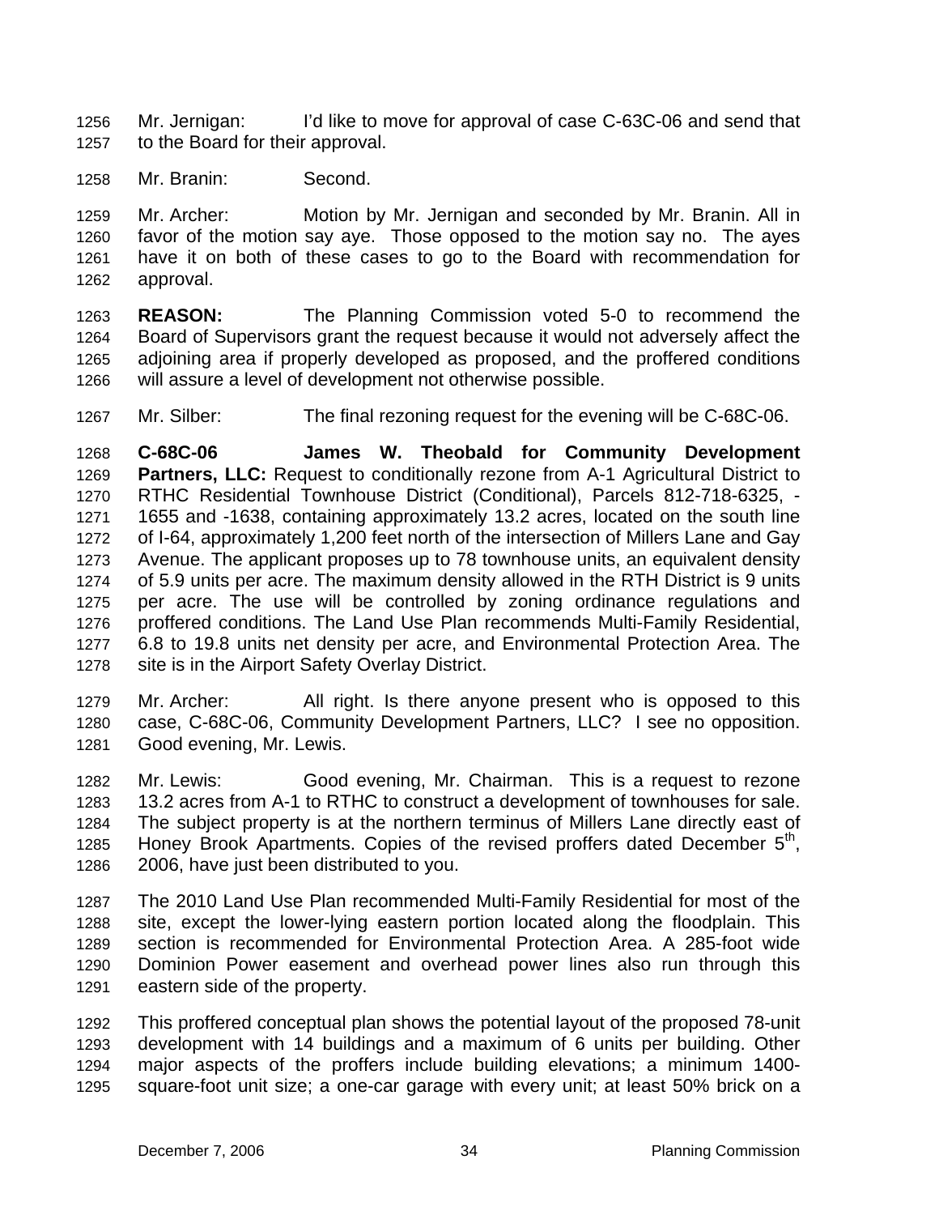Mr. Jernigan: I'd like to move for approval of case C-63C-06 and send that to the Board for their approval.

Mr. Branin: Second.

Mr. Archer: Motion by Mr. Jernigan and seconded by Mr. Branin. All in favor of the motion say aye. Those opposed to the motion say no. The ayes have it on both of these cases to go to the Board with recommendation for approval.

**REASON:** The Planning Commission voted 5-0 to recommend the Board of Supervisors grant the request because it would not adversely affect the adjoining area if properly developed as proposed, and the proffered conditions will assure a level of development not otherwise possible.

Mr. Silber: The final rezoning request for the evening will be C-68C-06.

**C-68C-06 James W. Theobald for Community Development Partners, LLC:** Request to conditionally rezone from A-1 Agricultural District to RTHC Residential Townhouse District (Conditional), Parcels 812-718-6325, -1655 and -1638, containing approximately 13.2 acres, located on the south line of I-64, approximately 1,200 feet north of the intersection of Millers Lane and Gay Avenue. The applicant proposes up to 78 townhouse units, an equivalent density of 5.9 units per acre. The maximum density allowed in the RTH District is 9 units per acre. The use will be controlled by zoning ordinance regulations and proffered conditions. The Land Use Plan recommends Multi-Family Residential, 6.8 to 19.8 units net density per acre, and Environmental Protection Area. The site is in the Airport Safety Overlay District.

Mr. Archer: All right. Is there anyone present who is opposed to this case, C-68C-06, Community Development Partners, LLC? I see no opposition. Good evening, Mr. Lewis.

Mr. Lewis: Good evening, Mr. Chairman. This is a request to rezone 13.2 acres from A-1 to RTHC to construct a development of townhouses for sale. The subject property is at the northern terminus of Millers Lane directly east of Honey Brook Apartments. Copies of the revised proffers dated December 5th, 2006, have just been distributed to you.

The 2010 Land Use Plan recommended Multi-Family Residential for most of the site, except the lower-lying eastern portion located along the floodplain. This section is recommended for Environmental Protection Area. A 285-foot wide Dominion Power easement and overhead power lines also run through this eastern side of the property.

This proffered conceptual plan shows the potential layout of the proposed 78-unit development with 14 buildings and a maximum of 6 units per building. Other major aspects of the proffers include building elevations; a minimum 1400-square-foot unit size; a one-car garage with every unit; at least 50% brick on a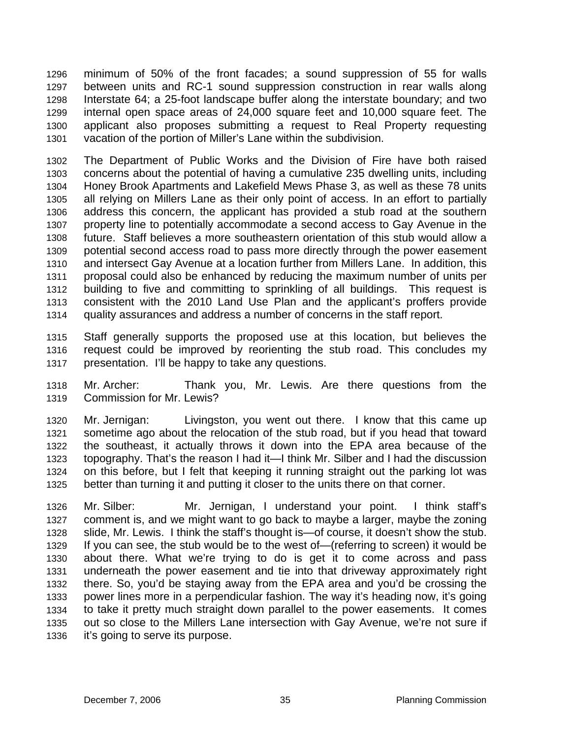1296 minimum of 50% of the front facades; a sound suppression of 55 for walls
1297 between units and RC-1 sound suppression construction in rear walls along
1298 Interstate 64; a 25-foot landscape buffer along the interstate boundary; and two
1299 internal open space areas of 24,000 square feet and 10,000 square feet. The
1300 applicant also proposes submitting a request to Real Property requesting
1301 vacation of the portion of Miller's Lane within the subdivision.

1302 The Department of Public Works and the Division of Fire have both raised
1303 concerns about the potential of having a cumulative 235 dwelling units, including
1304 Honey Brook Apartments and Lakefield Mews Phase 3, as well as these 78 units
1305 all relying on Millers Lane as their only point of access. In an effort to partially
1306 address this concern, the applicant has provided a stub road at the southern
1307 property line to potentially accommodate a second access to Gay Avenue in the
1308 future. Staff believes a more southeastern orientation of this stub would allow a
1309 potential second access road to pass more directly through the power easement
1310 and intersect Gay Avenue at a location further from Millers Lane. In addition, this
1311 proposal could also be enhanced by reducing the maximum number of units per
1312 building to five and committing to sprinkling of all buildings. This request is
1313 consistent with the 2010 Land Use Plan and the applicant's proffers provide
1314 quality assurances and address a number of concerns in the staff report.

1315 Staff generally supports the proposed use at this location, but believes the
1316 request could be improved by reorienting the stub road. This concludes my
1317 presentation. I'll be happy to take any questions.

1318 Mr. Archer: Thank you, Mr. Lewis. Are there questions from the
1319 Commission for Mr. Lewis?

1320 Mr. Jernigan: Livingston, you went out there. I know that this came up
1321 sometime ago about the relocation of the stub road, but if you head that toward
1322 the southeast, it actually throws it down into the EPA area because of the
1323 topography. That's the reason I had it—I think Mr. Silber and I had the discussion
1324 on this before, but I felt that keeping it running straight out the parking lot was
1325 better than turning it and putting it closer to the units there on that corner.

1326 Mr. Silber: Mr. Jernigan, I understand your point. I think staff's
1327 comment is, and we might want to go back to maybe a larger, maybe the zoning
1328 slide, Mr. Lewis. I think the staff's thought is—of course, it doesn't show the stub.
1329 If you can see, the stub would be to the west of—(referring to screen) it would be
1330 about there. What we're trying to do is get it to come across and pass
1331 underneath the power easement and tie into that driveway approximately right
1332 there. So, you'd be staying away from the EPA area and you'd be crossing the
1333 power lines more in a perpendicular fashion. The way it's heading now, it's going
1334 to take it pretty much straight down parallel to the power easements. It comes
1335 out so close to the Millers Lane intersection with Gay Avenue, we're not sure if
1336 it's going to serve its purpose.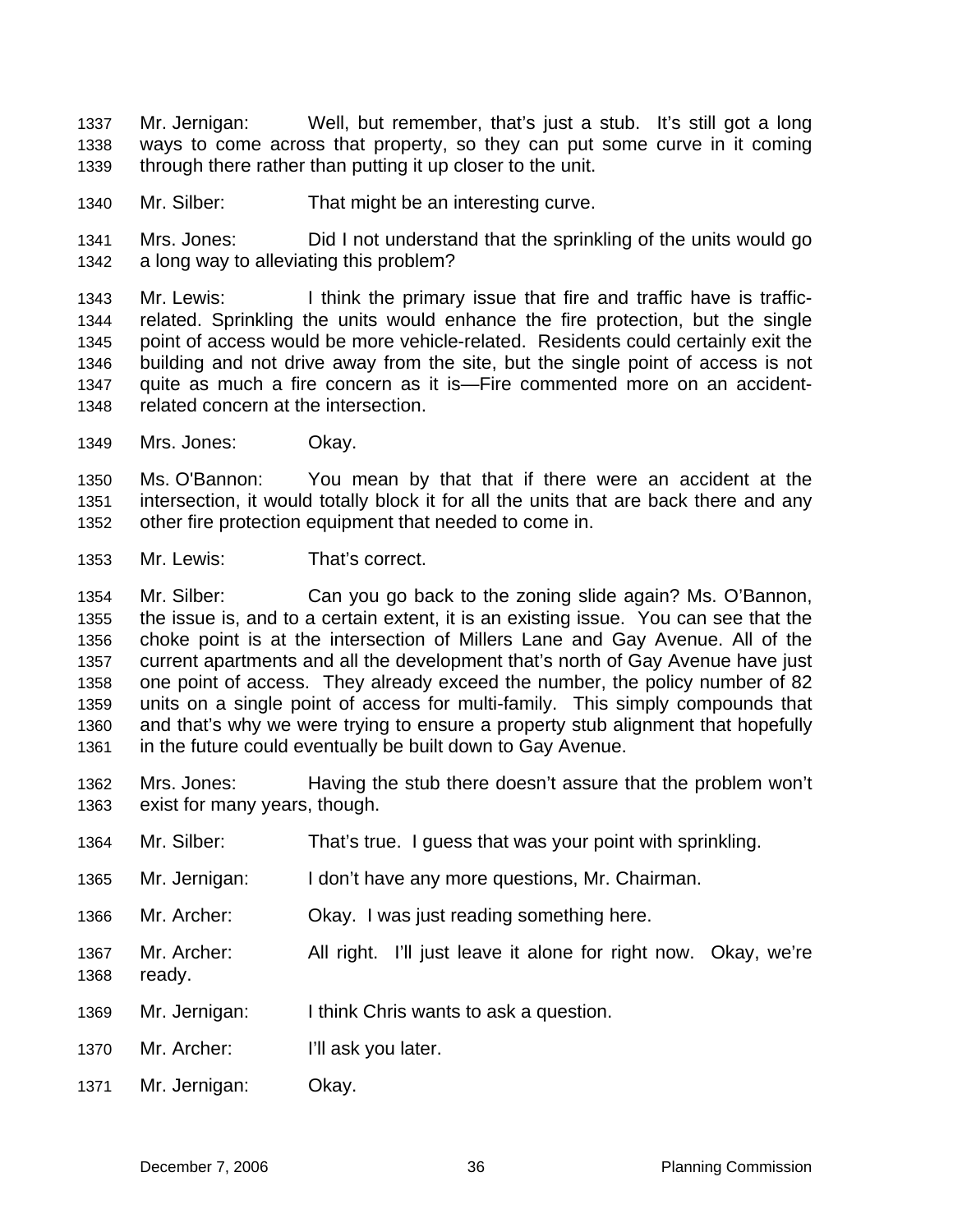1337 Mr. Jernigan: Well, but remember, that's just a stub. It's still got a long
1338 ways to come across that property, so they can put some curve in it coming
1339 through there rather than putting it up closer to the unit.

1340 Mr. Silber: That might be an interesting curve.

1341 Mrs. Jones: Did I not understand that the sprinkling of the units would go
1342 a long way to alleviating this problem?

1343 Mr. Lewis: I think the primary issue that fire and traffic have is traffic-
1344 related. Sprinkling the units would enhance the fire protection, but the single
1345 point of access would be more vehicle-related. Residents could certainly exit the
1346 building and not drive away from the site, but the single point of access is not
1347 quite as much a fire concern as it is—Fire commented more on an accident-
1348 related concern at the intersection.

1349 Mrs. Jones: Okay.

1350 Ms. O'Bannon: You mean by that that if there were an accident at the
1351 intersection, it would totally block it for all the units that are back there and any
1352 other fire protection equipment that needed to come in.

1353 Mr. Lewis: That's correct.

1354 Mr. Silber: Can you go back to the zoning slide again? Ms. O'Bannon,
1355 the issue is, and to a certain extent, it is an existing issue. You can see that the
1356 choke point is at the intersection of Millers Lane and Gay Avenue. All of the
1357 current apartments and all the development that's north of Gay Avenue have just
1358 one point of access. They already exceed the number, the policy number of 82
1359 units on a single point of access for multi-family. This simply compounds that
1360 and that's why we were trying to ensure a property stub alignment that hopefully
1361 in the future could eventually be built down to Gay Avenue.

1362 Mrs. Jones: Having the stub there doesn't assure that the problem won't
1363 exist for many years, though.

1364 Mr. Silber: That's true. I guess that was your point with sprinkling.

1365 Mr. Jernigan: I don't have any more questions, Mr. Chairman.

1366 Mr. Archer: Okay. I was just reading something here.

1367 Mr. Archer: All right. I'll just leave it alone for right now. Okay, we're
1368 ready.

1369 Mr. Jernigan: I think Chris wants to ask a question.

1370 Mr. Archer: I'll ask you later.

1371 Mr. Jernigan: Okay.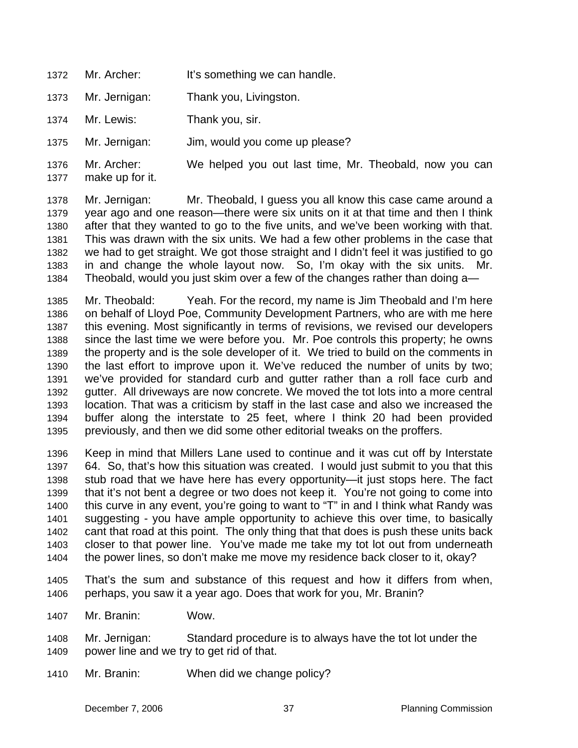1372 Mr. Archer: It's something we can handle.

1373 Mr. Jernigan: Thank you, Livingston.

1374 Mr. Lewis: Thank you, sir.

1375 Mr. Jernigan: Jim, would you come up please?

1376 Mr. Archer: We helped you out last time, Mr. Theobald, now you can
1377 make up for it.

1378 Mr. Jernigan: Mr. Theobald, I guess you all know this case came around a
1379 year ago and one reason—there were six units on it at that time and then I think
1380 after that they wanted to go to the five units, and we've been working with that.
1381 This was drawn with the six units. We had a few other problems in the case that
1382 we had to get straight. We got those straight and I didn't feel it was justified to go
1383 in and change the whole layout now. So, I'm okay with the six units. Mr.
1384 Theobald, would you just skim over a few of the changes rather than doing a—

1385 Mr. Theobald: Yeah. For the record, my name is Jim Theobald and I'm here
1386 on behalf of Lloyd Poe, Community Development Partners, who are with me here
1387 this evening. Most significantly in terms of revisions, we revised our developers
1388 since the last time we were before you. Mr. Poe controls this property; he owns
1389 the property and is the sole developer of it. We tried to build on the comments in
1390 the last effort to improve upon it. We've reduced the number of units by two;
1391 we've provided for standard curb and gutter rather than a roll face curb and
1392 gutter. All driveways are now concrete. We moved the tot lots into a more central
1393 location. That was a criticism by staff in the last case and also we increased the
1394 buffer along the interstate to 25 feet, where I think 20 had been provided
1395 previously, and then we did some other editorial tweaks on the proffers.

1396 Keep in mind that Millers Lane used to continue and it was cut off by Interstate
1397 64. So, that's how this situation was created. I would just submit to you that this
1398 stub road that we have here has every opportunity—it just stops here. The fact
1399 that it's not bent a degree or two does not keep it. You're not going to come into
1400 this curve in any event, you're going to want to "T" in and I think what Randy was
1401 suggesting - you have ample opportunity to achieve this over time, to basically
1402 cant that road at this point. The only thing that that does is push these units back
1403 closer to that power line. You've made me take my tot lot out from underneath
1404 the power lines, so don't make me move my residence back closer to it, okay?

1405 That's the sum and substance of this request and how it differs from when,
1406 perhaps, you saw it a year ago. Does that work for you, Mr. Branin?

1407 Mr. Branin: Wow.

1408 Mr. Jernigan: Standard procedure is to always have the tot lot under the
1409 power line and we try to get rid of that.

1410 Mr. Branin: When did we change policy?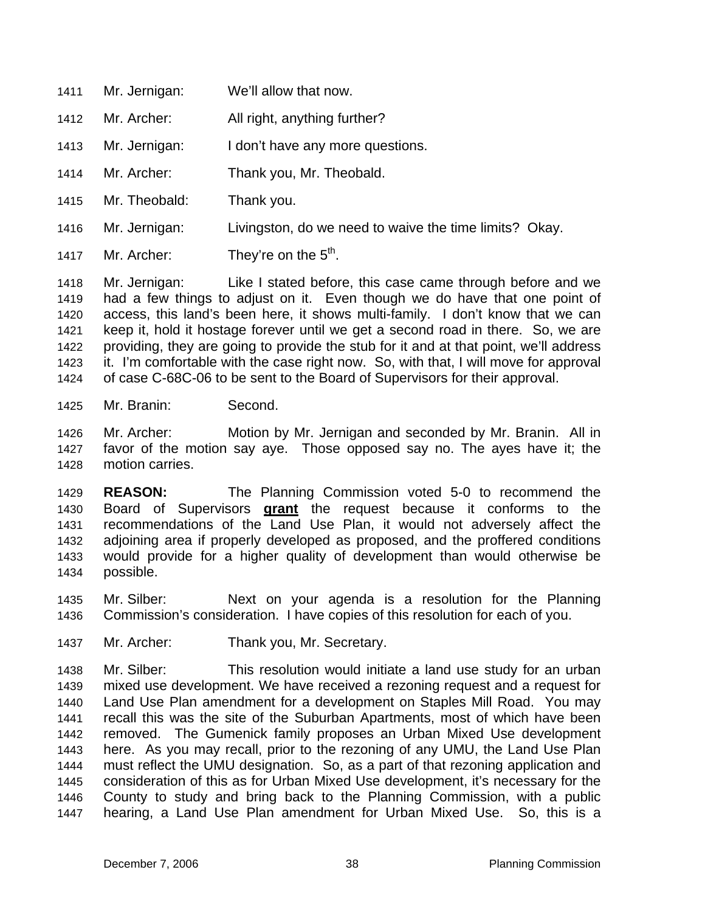1411 Mr. Jernigan: We'll allow that now.

1412 Mr. Archer: All right, anything further?

1413 Mr. Jernigan: I don't have any more questions.

1414 Mr. Archer: Thank you, Mr. Theobald.

1415 Mr. Theobald: Thank you.

1416 Mr. Jernigan: Livingston, do we need to waive the time limits? Okay.

1417 Mr. Archer: They're on the 5th.

1418 Mr. Jernigan: Like I stated before, this case came through before and we
1419 had a few things to adjust on it. Even though we do have that one point of
1420 access, this land's been here, it shows multi-family. I don't know that we can
1421 keep it, hold it hostage forever until we get a second road in there. So, we are
1422 providing, they are going to provide the stub for it and at that point, we'll address
1423 it. I'm comfortable with the case right now. So, with that, I will move for approval
1424 of case C-68C-06 to be sent to the Board of Supervisors for their approval.

1425 Mr. Branin: Second.

1426 Mr. Archer: Motion by Mr. Jernigan and seconded by Mr. Branin. All in
1427 favor of the motion say aye. Those opposed say no. The ayes have it; the
1428 motion carries.

1429 **REASON:** The Planning Commission voted 5-0 to recommend the
1430 Board of Supervisors **grant** the request because it conforms to the
1431 recommendations of the Land Use Plan, it would not adversely affect the
1432 adjoining area if properly developed as proposed, and the proffered conditions
1433 would provide for a higher quality of development than would otherwise be
1434 possible.

1435 Mr. Silber: Next on your agenda is a resolution for the Planning
1436 Commission's consideration. I have copies of this resolution for each of you.

1437 Mr. Archer: Thank you, Mr. Secretary.

1438 Mr. Silber: This resolution would initiate a land use study for an urban
1439 mixed use development. We have received a rezoning request and a request for
1440 Land Use Plan amendment for a development on Staples Mill Road. You may
1441 recall this was the site of the Suburban Apartments, most of which have been
1442 removed. The Gumenick family proposes an Urban Mixed Use development
1443 here. As you may recall, prior to the rezoning of any UMU, the Land Use Plan
1444 must reflect the UMU designation. So, as a part of that rezoning application and
1445 consideration of this as for Urban Mixed Use development, it's necessary for the
1446 County to study and bring back to the Planning Commission, with a public
1447 hearing, a Land Use Plan amendment for Urban Mixed Use. So, this is a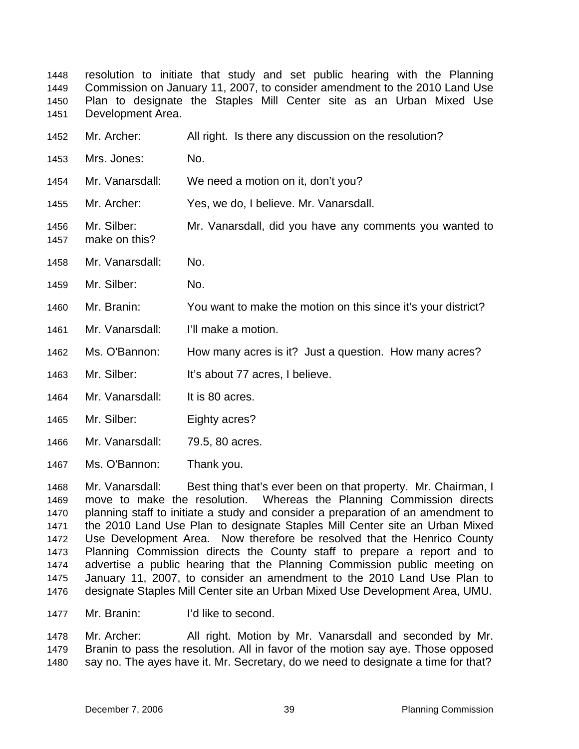resolution to initiate that study and set public hearing with the Planning Commission on January 11, 2007, to consider amendment to the 2010 Land Use Plan to designate the Staples Mill Center site as an Urban Mixed Use Development Area.

Mr. Archer: All right. Is there any discussion on the resolution?

Mrs. Jones: No.

Mr. Vanarsdall: We need a motion on it, don't you?

Mr. Archer: Yes, we do, I believe. Mr. Vanarsdall.

Mr. Silber: Mr. Vanarsdall, did you have any comments you wanted to make on this?

Mr. Vanarsdall: No.

Mr. Silber: No.

Mr. Branin: You want to make the motion on this since it's your district?

Mr. Vanarsdall: I'll make a motion.

Ms. O'Bannon: How many acres is it? Just a question. How many acres?

Mr. Silber: It's about 77 acres, I believe.

Mr. Vanarsdall: It is 80 acres.

Mr. Silber: Eighty acres?

Mr. Vanarsdall: 79.5, 80 acres.

Ms. O'Bannon: Thank you.

Mr. Vanarsdall: Best thing that's ever been on that property. Mr. Chairman, I move to make the resolution. Whereas the Planning Commission directs planning staff to initiate a study and consider a preparation of an amendment to the 2010 Land Use Plan to designate Staples Mill Center site an Urban Mixed Use Development Area. Now therefore be resolved that the Henrico County Planning Commission directs the County staff to prepare a report and to advertise a public hearing that the Planning Commission public meeting on January 11, 2007, to consider an amendment to the 2010 Land Use Plan to designate Staples Mill Center site an Urban Mixed Use Development Area, UMU.

Mr. Branin: I'd like to second.

Mr. Archer: All right. Motion by Mr. Vanarsdall and seconded by Mr. Branin to pass the resolution. All in favor of the motion say aye. Those opposed say no. The ayes have it. Mr. Secretary, do we need to designate a time for that?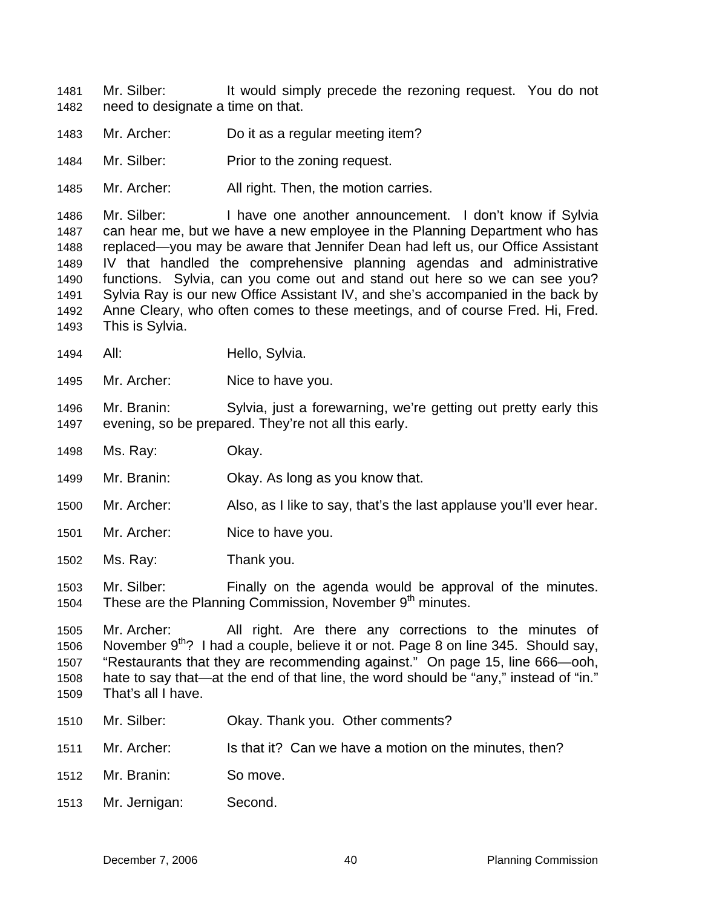1481 Mr. Silber: It would simply precede the rezoning request. You do not
1482 need to designate a time on that.

1483 Mr. Archer: Do it as a regular meeting item?

1484 Mr. Silber: Prior to the zoning request.

1485 Mr. Archer: All right. Then, the motion carries.

1486 Mr. Silber: I have one another announcement. I don't know if Sylvia
1487 can hear me, but we have a new employee in the Planning Department who has
1488 replaced—you may be aware that Jennifer Dean had left us, our Office Assistant
1489 IV that handled the comprehensive planning agendas and administrative
1490 functions. Sylvia, can you come out and stand out here so we can see you?
1491 Sylvia Ray is our new Office Assistant IV, and she's accompanied in the back by
1492 Anne Cleary, who often comes to these meetings, and of course Fred. Hi, Fred.
1493 This is Sylvia.

1494 All: Hello, Sylvia.

1495 Mr. Archer: Nice to have you.

1496 Mr. Branin: Sylvia, just a forewarning, we're getting out pretty early this
1497 evening, so be prepared. They're not all this early.

1498 Ms. Ray: Okay.

1499 Mr. Branin: Okay. As long as you know that.

1500 Mr. Archer: Also, as I like to say, that's the last applause you'll ever hear.

1501 Mr. Archer: Nice to have you.

1502 Ms. Ray: Thank you.

1503 Mr. Silber: Finally on the agenda would be approval of the minutes.
1504 These are the Planning Commission, November 9th minutes.

1505 Mr. Archer: All right. Are there any corrections to the minutes of
1506 November 9th? I had a couple, believe it or not. Page 8 on line 345. Should say,
1507 "Restaurants that they are recommending against." On page 15, line 666—ooh,
1508 hate to say that—at the end of that line, the word should be "any," instead of "in."
1509 That's all I have.

1510 Mr. Silber: Okay. Thank you. Other comments?

1511 Mr. Archer: Is that it? Can we have a motion on the minutes, then?

1512 Mr. Branin: So move.

1513 Mr. Jernigan: Second.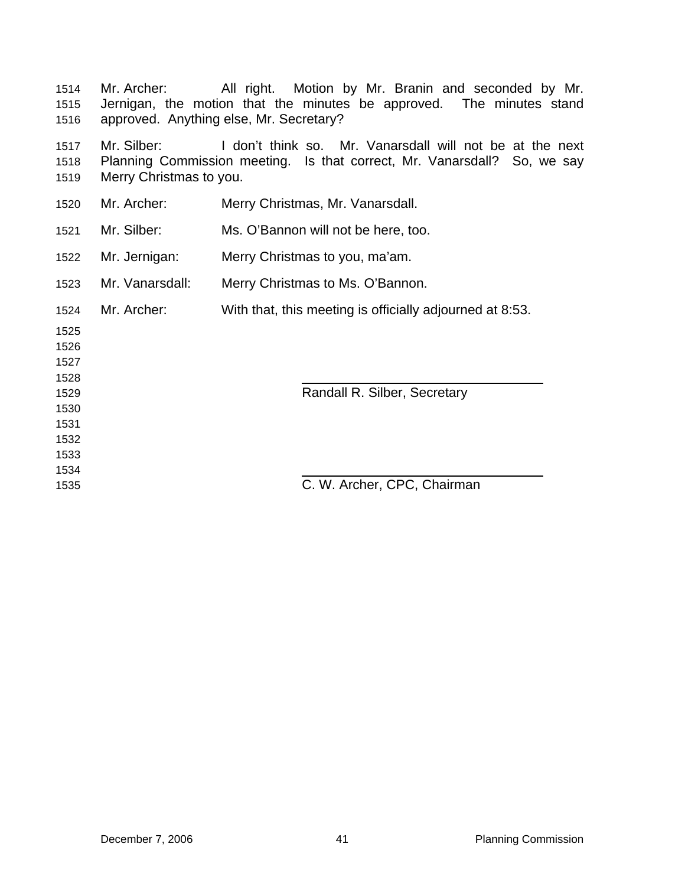Mr. Archer: All right. Motion by Mr. Branin and seconded by Mr. Jernigan, the motion that the minutes be approved. The minutes stand approved. Anything else, Mr. Secretary?

Mr. Silber: I don't think so. Mr. Vanarsdall will not be at the next Planning Commission meeting. Is that correct, Mr. Vanarsdall? So, we say Merry Christmas to you.

Mr. Archer: Merry Christmas, Mr. Vanarsdall.

Mr. Silber: Ms. O'Bannon will not be here, too.

Mr. Jernigan: Merry Christmas to you, ma'am.

Mr. Vanarsdall: Merry Christmas to Ms. O'Bannon.

Mr. Archer: With that, this meeting is officially adjourned at 8:53.

\_\_\_\_\_\_\_\_\_\_\_\_\_\_\_\_\_\_\_\_\_\_\_\_\_\_\_\_\_\_\_\_\_\_\_\_

Randall R. Silber, Secretary

\_\_\_\_\_\_\_\_\_\_\_\_\_\_\_\_\_\_\_\_\_\_\_\_\_\_\_\_\_\_\_\_\_\_\_\_

C. W. Archer, CPC, Chairman